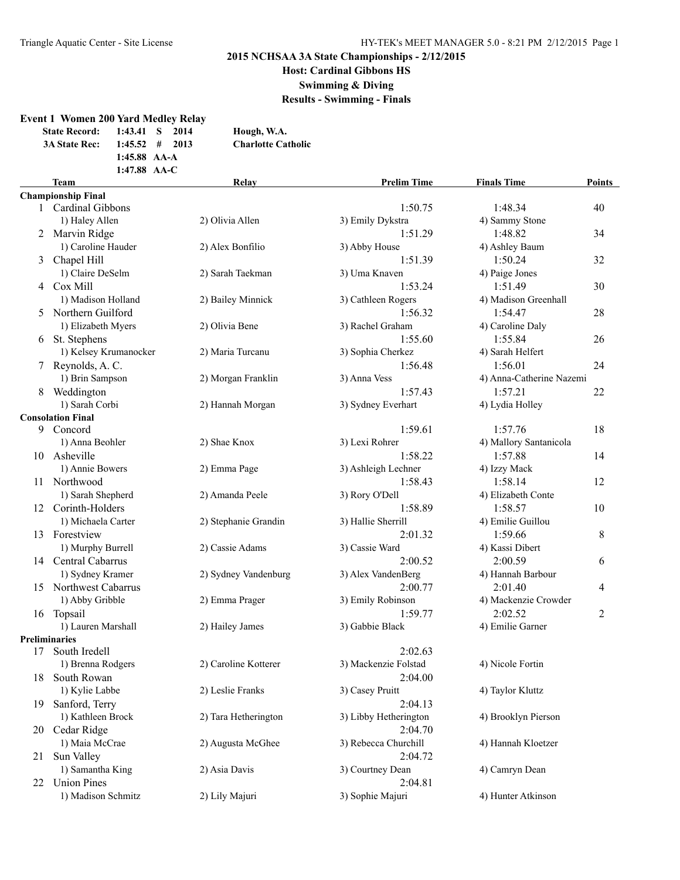# 2015 NCHSAA 3A State Championships - 2/12/2015

## Host: Cardinal Gibbons HS

## Swimming & Diving

## Results - Swimming - Finals

### Event 1 Women 200 Yard Medley Relay

| | | | | |
|---|---|---|---|---|
| **State Record:** | 1:43.41 | S | 2014 | Hough, W.A. |
| **3A State Rec:** | 1:45.52 | # | 2013 | Charlotte Catholic |
| | 1:45.88 | AA-A | | |
| | 1:47.88 | AA-C | | |

| | Team | Relay | Prelim Time | Finals Time | Points |
|---|---|---|---|---|---|
| **Championship Final** | | | | | |
| 1 | Cardinal Gibbons | | 1:50.75 | 1:48.34 | 40 |
| | 1) Haley Allen | 2) Olivia Allen | 3) Emily Dykstra | 4) Sammy Stone | |
| 2 | Marvin Ridge | | 1:51.29 | 1:48.82 | 34 |
| | 1) Caroline Hauder | 2) Alex Bonfilio | 3) Abby House | 4) Ashley Baum | |
| 3 | Chapel Hill | | 1:51.39 | 1:50.24 | 32 |
| | 1) Claire DeSelm | 2) Sarah Taekman | 3) Uma Knaven | 4) Paige Jones | |
| 4 | Cox Mill | | 1:53.24 | 1:51.49 | 30 |
| | 1) Madison Holland | 2) Bailey Minnick | 3) Cathleen Rogers | 4) Madison Greenhall | |
| 5 | Northern Guilford | | 1:56.32 | 1:54.47 | 28 |
| | 1) Elizabeth Myers | 2) Olivia Bene | 3) Rachel Graham | 4) Caroline Daly | |
| 6 | St. Stephens | | 1:55.60 | 1:55.84 | 26 |
| | 1) Kelsey Krumanocker | 2) Maria Turcanu | 3) Sophia Cherkez | 4) Sarah Helfert | |
| 7 | Reynolds, A. C. | | 1:56.48 | 1:56.01 | 24 |
| | 1) Brin Sampson | 2) Morgan Franklin | 3) Anna Vess | 4) Anna-Catherine Nazemi | |
| 8 | Weddington | | 1:57.43 | 1:57.21 | 22 |
| | 1) Sarah Corbi | 2) Hannah Morgan | 3) Sydney Everhart | 4) Lydia Holley | |
| **Consolation Final** | | | | | |
| 9 | Concord | | 1:59.61 | 1:57.76 | 18 |
| | 1) Anna Beohler | 2) Shae Knox | 3) Lexi Rohrer | 4) Mallory Santanicola | |
| 10 | Asheville | | 1:58.22 | 1:57.88 | 14 |
| | 1) Annie Bowers | 2) Emma Page | 3) Ashleigh Lechner | 4) Izzy Mack | |
| 11 | Northwood | | 1:58.43 | 1:58.14 | 12 |
| | 1) Sarah Shepherd | 2) Amanda Peele | 3) Rory O'Dell | 4) Elizabeth Conte | |
| 12 | Corinth-Holders | | 1:58.89 | 1:58.57 | 10 |
| | 1) Michaela Carter | 2) Stephanie Grandin | 3) Hallie Sherrill | 4) Emilie Guillou | |
| 13 | Forestview | | 2:01.32 | 1:59.66 | 8 |
| | 1) Murphy Burrell | 2) Cassie Adams | 3) Cassie Ward | 4) Kassi Dibert | |
| 14 | Central Cabarrus | | 2:00.52 | 2:00.59 | 6 |
| | 1) Sydney Kramer | 2) Sydney Vandenburg | 3) Alex VandenBerg | 4) Hannah Barbour | |
| 15 | Northwest Cabarrus | | 2:00.77 | 2:01.40 | 4 |
| | 1) Abby Gribble | 2) Emma Prager | 3) Emily Robinson | 4) Mackenzie Crowder | |
| 16 | Topsail | | 1:59.77 | 2:02.52 | 2 |
| | 1) Lauren Marshall | 2) Hailey James | 3) Gabbie Black | 4) Emilie Garner | |
| **Preliminaries** | | | | | |
| 17 | South Iredell | | 2:02.63 | | |
| | 1) Brenna Rodgers | 2) Caroline Kotterer | 3) Mackenzie Folstad | 4) Nicole Fortin | |
| 18 | South Rowan | | 2:04.00 | | |
| | 1) Kylie Labbe | 2) Leslie Franks | 3) Casey Pruitt | 4) Taylor Kluttz | |
| 19 | Sanford, Terry | | 2:04.13 | | |
| | 1) Kathleen Brock | 2) Tara Hetherington | 3) Libby Hetherington | 4) Brooklyn Pierson | |
| 20 | Cedar Ridge | | 2:04.70 | | |
| | 1) Maia McCrae | 2) Augusta McGhee | 3) Rebecca Churchill | 4) Hannah Kloetzer | |
| 21 | Sun Valley | | 2:04.72 | | |
| | 1) Samantha King | 2) Asia Davis | 3) Courtney Dean | 4) Camryn Dean | |
| 22 | Union Pines | | 2:04.81 | | |
| | 1) Madison Schmitz | 2) Lily Majuri | 3) Sophie Majuri | 4) Hunter Atkinson | |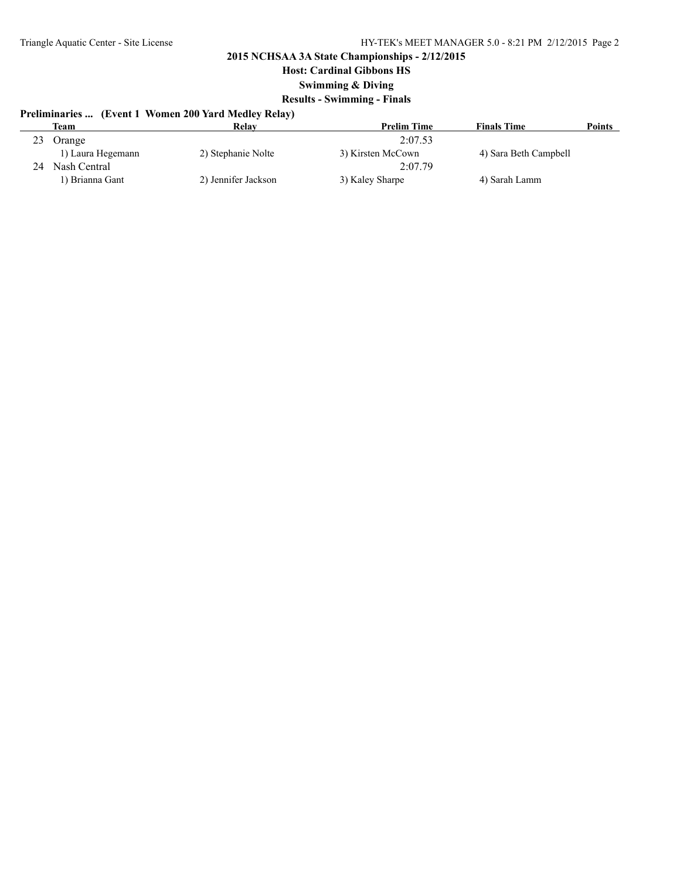## 2015 NCHSAA 3A State Championships - 2/12/2015

### Host: Cardinal Gibbons HS

### Swimming & Diving

### Results - Swimming - Finals

**Preliminaries ... (Event 1 Women 200 Yard Medley Relay)**

| | Team | Relay | Prelim Time | Finals Time | Points |
|---|---|---|---|---|---|
| 23 | Orange | | 2:07.53 | | |
| | 1) Laura Hegemann | 2) Stephanie Nolte | 3) Kirsten McCown | 4) Sara Beth Campbell | |
| 24 | Nash Central | | 2:07.79 | | |
| | 1) Brianna Gant | 2) Jennifer Jackson | 3) Kaley Sharpe | 4) Sarah Lamm | |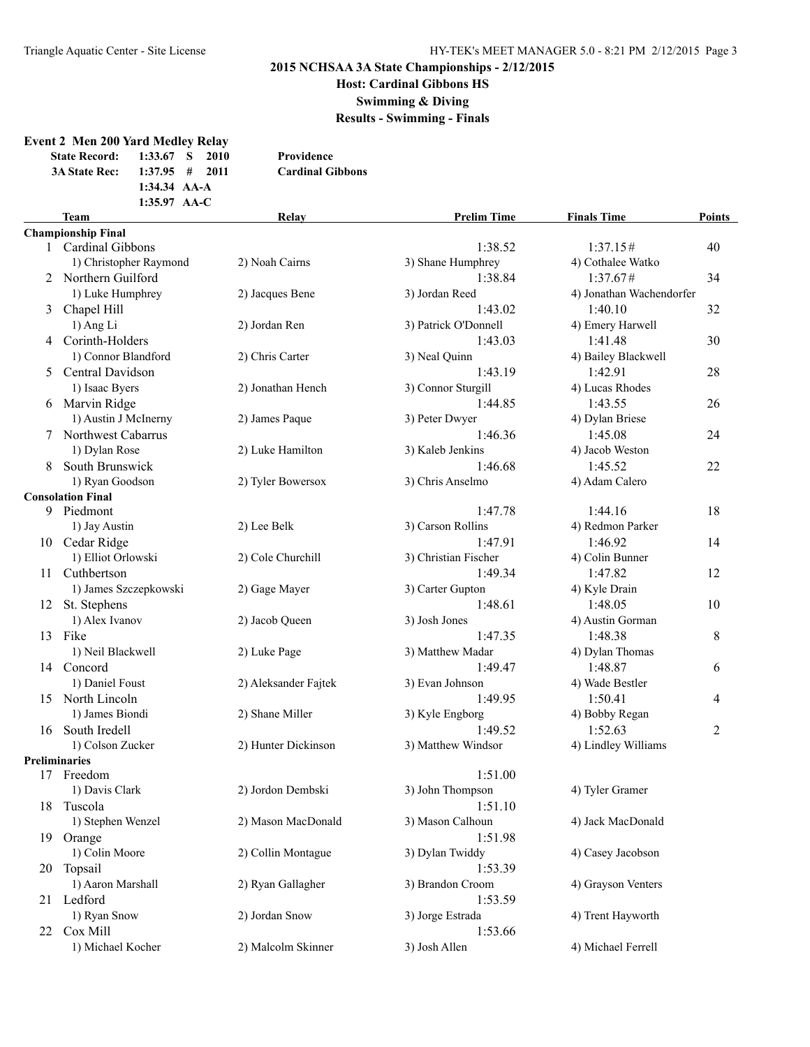# 2015 NCHSAA 3A State Championships - 2/12/2015

## Host: Cardinal Gibbons HS

## Swimming & Diving

## Results - Swimming - Finals

### Event 2 Men 200 Yard Medley Relay

| | | | | |
|---|---|---|---|---|
| State Record: | 1:33.67 | S | 2010 | Providence |
| 3A State Rec: | 1:37.95 | # | 2011 | Cardinal Gibbons |
| | 1:34.34 | AA-A | | |
| | 1:35.97 | AA-C | | |

| | Team | Relay | Prelim Time | Finals Time | Points |
|---|---|---|---|---|---|
| **Championship Final** | | | | | |
| 1 | Cardinal Gibbons | | 1:38.52 | 1:37.15# | 40 |
| | 1) Christopher Raymond | 2) Noah Cairns | 3) Shane Humphrey | 4) Cothalee Watko | |
| 2 | Northern Guilford | | 1:38.84 | 1:37.67# | 34 |
| | 1) Luke Humphrey | 2) Jacques Bene | 3) Jordan Reed | 4) Jonathan Wachendorfer | |
| 3 | Chapel Hill | | 1:43.02 | 1:40.10 | 32 |
| | 1) Ang Li | 2) Jordan Ren | 3) Patrick O'Donnell | 4) Emery Harwell | |
| 4 | Corinth-Holders | | 1:43.03 | 1:41.48 | 30 |
| | 1) Connor Blandford | 2) Chris Carter | 3) Neal Quinn | 4) Bailey Blackwell | |
| 5 | Central Davidson | | 1:43.19 | 1:42.91 | 28 |
| | 1) Isaac Byers | 2) Jonathan Hench | 3) Connor Sturgill | 4) Lucas Rhodes | |
| 6 | Marvin Ridge | | 1:44.85 | 1:43.55 | 26 |
| | 1) Austin J McInerny | 2) James Paque | 3) Peter Dwyer | 4) Dylan Briese | |
| 7 | Northwest Cabarrus | | 1:46.36 | 1:45.08 | 24 |
| | 1) Dylan Rose | 2) Luke Hamilton | 3) Kaleb Jenkins | 4) Jacob Weston | |
| 8 | South Brunswick | | 1:46.68 | 1:45.52 | 22 |
| | 1) Ryan Goodson | 2) Tyler Bowersox | 3) Chris Anselmo | 4) Adam Calero | |
| **Consolation Final** | | | | | |
| 9 | Piedmont | | 1:47.78 | 1:44.16 | 18 |
| | 1) Jay Austin | 2) Lee Belk | 3) Carson Rollins | 4) Redmon Parker | |
| 10 | Cedar Ridge | | 1:47.91 | 1:46.92 | 14 |
| | 1) Elliot Orlowski | 2) Cole Churchill | 3) Christian Fischer | 4) Colin Bunner | |
| 11 | Cuthbertson | | 1:49.34 | 1:47.82 | 12 |
| | 1) James Szczepkowski | 2) Gage Mayer | 3) Carter Gupton | 4) Kyle Drain | |
| 12 | St. Stephens | | 1:48.61 | 1:48.05 | 10 |
| | 1) Alex Ivanov | 2) Jacob Queen | 3) Josh Jones | 4) Austin Gorman | |
| 13 | Fike | | 1:47.35 | 1:48.38 | 8 |
| | 1) Neil Blackwell | 2) Luke Page | 3) Matthew Madar | 4) Dylan Thomas | |
| 14 | Concord | | 1:49.47 | 1:48.87 | 6 |
| | 1) Daniel Foust | 2) Aleksander Fajtek | 3) Evan Johnson | 4) Wade Bestler | |
| 15 | North Lincoln | | 1:49.95 | 1:50.41 | 4 |
| | 1) James Biondi | 2) Shane Miller | 3) Kyle Engborg | 4) Bobby Regan | |
| 16 | South Iredell | | 1:49.52 | 1:52.63 | 2 |
| | 1) Colson Zucker | 2) Hunter Dickinson | 3) Matthew Windsor | 4) Lindley Williams | |
| **Preliminaries** | | | | | |
| 17 | Freedom | | 1:51.00 | | |
| | 1) Davis Clark | 2) Jordon Dembski | 3) John Thompson | 4) Tyler Gramer | |
| 18 | Tuscola | | 1:51.10 | | |
| | 1) Stephen Wenzel | 2) Mason MacDonald | 3) Mason Calhoun | 4) Jack MacDonald | |
| 19 | Orange | | 1:51.98 | | |
| | 1) Colin Moore | 2) Collin Montague | 3) Dylan Twiddy | 4) Casey Jacobson | |
| 20 | Topsail | | 1:53.39 | | |
| | 1) Aaron Marshall | 2) Ryan Gallagher | 3) Brandon Croom | 4) Grayson Venters | |
| 21 | Ledford | | 1:53.59 | | |
| | 1) Ryan Snow | 2) Jordan Snow | 3) Jorge Estrada | 4) Trent Hayworth | |
| 22 | Cox Mill | | 1:53.66 | | |
| | 1) Michael Kocher | 2) Malcolm Skinner | 3) Josh Allen | 4) Michael Ferrell | |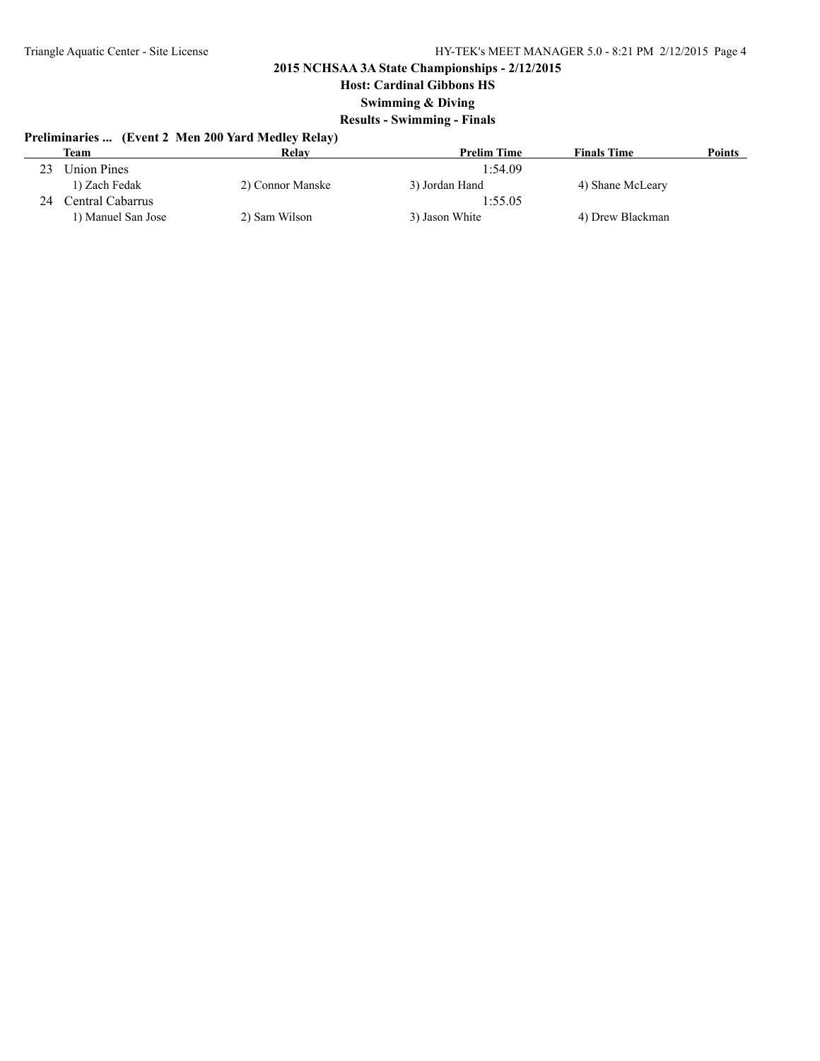**2015 NCHSAA 3A State Championships - 2/12/2015**

**Host: Cardinal Gibbons HS**

**Swimming & Diving**

**Results - Swimming - Finals**

### Preliminaries ... (Event 2 Men 200 Yard Medley Relay)

| | Team | Relay | Prelim Time | Finals Time | Points |
|---|---|---|---|---|---|
| 23 | Union Pines | | 1:54.09 | | |
| | 1) Zach Fedak | 2) Connor Manske | 3) Jordan Hand | 4) Shane McLeary | |
| 24 | Central Cabarrus | | 1:55.05 | | |
| | 1) Manuel San Jose | 2) Sam Wilson | 3) Jason White | 4) Drew Blackman | |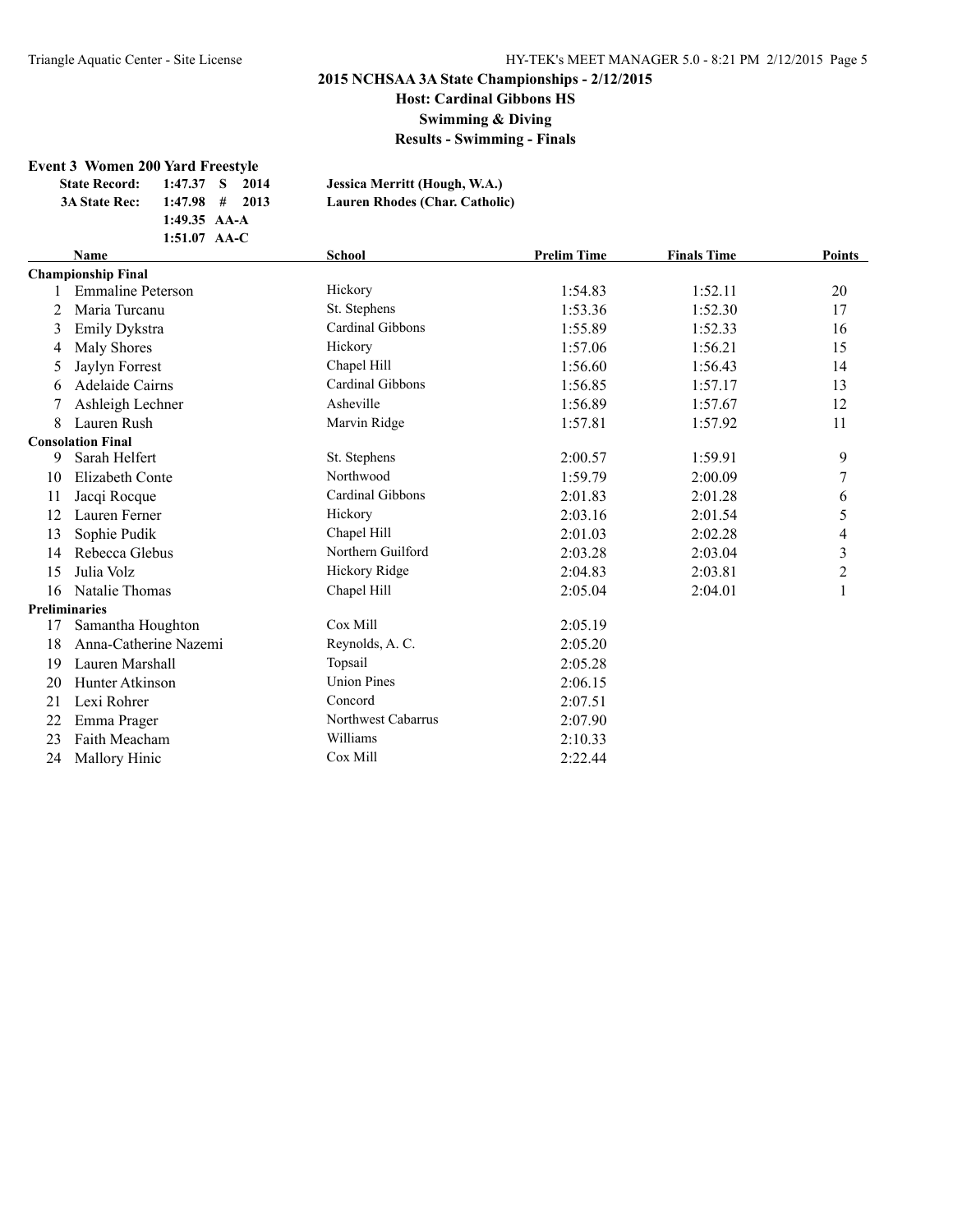**2015 NCHSAA 3A State Championships - 2/12/2015**

**Host: Cardinal Gibbons HS**

**Swimming & Diving**

**Results - Swimming - Finals**

### Event 3 Women 200 Yard Freestyle

| | | | | |
|---|---|---|---|---|
| **State Record:** | 1:47.37 | S | 2014 | **Jessica Merritt (Hough, W.A.)** |
| **3A State Rec:** | 1:47.98 | # | 2013 | **Lauren Rhodes (Char. Catholic)** |
| | 1:49.35 | AA-A | | |
| | 1:51.07 | AA-C | | |

| | Name | School | Prelim Time | Finals Time | Points |
|---|---|---|---|---|---|
| **Championship Final** | | | | | |
| 1 | Emmaline Peterson | Hickory | 1:54.83 | 1:52.11 | 20 |
| 2 | Maria Turcanu | St. Stephens | 1:53.36 | 1:52.30 | 17 |
| 3 | Emily Dykstra | Cardinal Gibbons | 1:55.89 | 1:52.33 | 16 |
| 4 | Maly Shores | Hickory | 1:57.06 | 1:56.21 | 15 |
| 5 | Jaylyn Forrest | Chapel Hill | 1:56.60 | 1:56.43 | 14 |
| 6 | Adelaide Cairns | Cardinal Gibbons | 1:56.85 | 1:57.17 | 13 |
| 7 | Ashleigh Lechner | Asheville | 1:56.89 | 1:57.67 | 12 |
| 8 | Lauren Rush | Marvin Ridge | 1:57.81 | 1:57.92 | 11 |
| **Consolation Final** | | | | | |
| 9 | Sarah Helfert | St. Stephens | 2:00.57 | 1:59.91 | 9 |
| 10 | Elizabeth Conte | Northwood | 1:59.79 | 2:00.09 | 7 |
| 11 | Jacqi Rocque | Cardinal Gibbons | 2:01.83 | 2:01.28 | 6 |
| 12 | Lauren Ferner | Hickory | 2:03.16 | 2:01.54 | 5 |
| 13 | Sophie Pudik | Chapel Hill | 2:01.03 | 2:02.28 | 4 |
| 14 | Rebecca Glebus | Northern Guilford | 2:03.28 | 2:03.04 | 3 |
| 15 | Julia Volz | Hickory Ridge | 2:04.83 | 2:03.81 | 2 |
| 16 | Natalie Thomas | Chapel Hill | 2:05.04 | 2:04.01 | 1 |
| **Preliminaries** | | | | | |
| 17 | Samantha Houghton | Cox Mill | 2:05.19 | | |
| 18 | Anna-Catherine Nazemi | Reynolds, A. C. | 2:05.20 | | |
| 19 | Lauren Marshall | Topsail | 2:05.28 | | |
| 20 | Hunter Atkinson | Union Pines | 2:06.15 | | |
| 21 | Lexi Rohrer | Concord | 2:07.51 | | |
| 22 | Emma Prager | Northwest Cabarrus | 2:07.90 | | |
| 23 | Faith Meacham | Williams | 2:10.33 | | |
| 24 | Mallory Hinic | Cox Mill | 2:22.44 | | |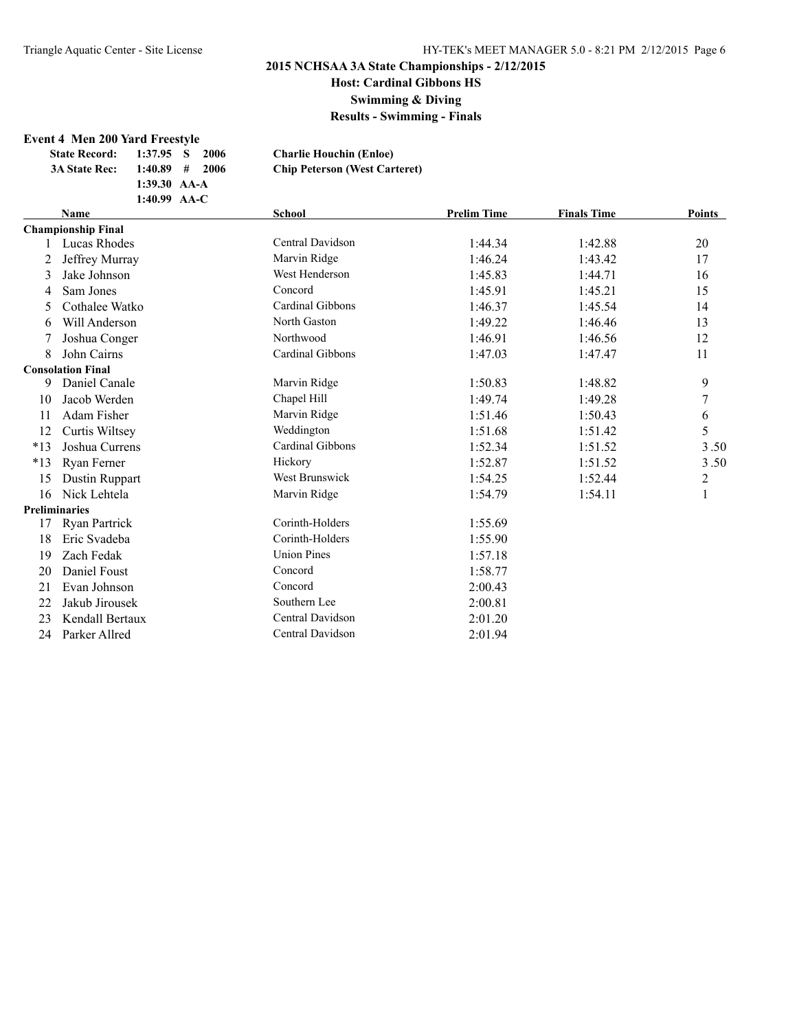## 2015 NCHSAA 3A State Championships - 2/12/2015

### Host: Cardinal Gibbons HS

### Swimming & Diving

### Results - Swimming - Finals

**Event 4 Men 200 Yard Freestyle**

| | | | | |
|---|---|---|---|---|
| **State Record:** | 1:37.95 | S | 2006 | **Charlie Houchin (Enloe)** |
| **3A State Rec:** | 1:40.89 | # | 2006 | **Chip Peterson (West Carteret)** |
| | 1:39.30 | AA-A | | |
| | 1:40.99 | AA-C | | |

| | Name | School | Prelim Time | Finals Time | Points |
|---|---|---|---|---|---|
| **Championship Final** | | | | | |
| 1 | Lucas Rhodes | Central Davidson | 1:44.34 | 1:42.88 | 20 |
| 2 | Jeffrey Murray | Marvin Ridge | 1:46.24 | 1:43.42 | 17 |
| 3 | Jake Johnson | West Henderson | 1:45.83 | 1:44.71 | 16 |
| 4 | Sam Jones | Concord | 1:45.91 | 1:45.21 | 15 |
| 5 | Cothalee Watko | Cardinal Gibbons | 1:46.37 | 1:45.54 | 14 |
| 6 | Will Anderson | North Gaston | 1:49.22 | 1:46.46 | 13 |
| 7 | Joshua Conger | Northwood | 1:46.91 | 1:46.56 | 12 |
| 8 | John Cairns | Cardinal Gibbons | 1:47.03 | 1:47.47 | 11 |
| **Consolation Final** | | | | | |
| 9 | Daniel Canale | Marvin Ridge | 1:50.83 | 1:48.82 | 9 |
| 10 | Jacob Werden | Chapel Hill | 1:49.74 | 1:49.28 | 7 |
| 11 | Adam Fisher | Marvin Ridge | 1:51.46 | 1:50.43 | 6 |
| 12 | Curtis Wiltsey | Weddington | 1:51.68 | 1:51.42 | 5 |
| *13 | Joshua Currens | Cardinal Gibbons | 1:52.34 | 1:51.52 | 3.50 |
| *13 | Ryan Ferner | Hickory | 1:52.87 | 1:51.52 | 3.50 |
| 15 | Dustin Ruppart | West Brunswick | 1:54.25 | 1:52.44 | 2 |
| 16 | Nick Lehtela | Marvin Ridge | 1:54.79 | 1:54.11 | 1 |
| **Preliminaries** | | | | | |
| 17 | Ryan Partrick | Corinth-Holders | 1:55.69 | | |
| 18 | Eric Svadeba | Corinth-Holders | 1:55.90 | | |
| 19 | Zach Fedak | Union Pines | 1:57.18 | | |
| 20 | Daniel Foust | Concord | 1:58.77 | | |
| 21 | Evan Johnson | Concord | 2:00.43 | | |
| 22 | Jakub Jirousek | Southern Lee | 2:00.81 | | |
| 23 | Kendall Bertaux | Central Davidson | 2:01.20 | | |
| 24 | Parker Allred | Central Davidson | 2:01.94 | | |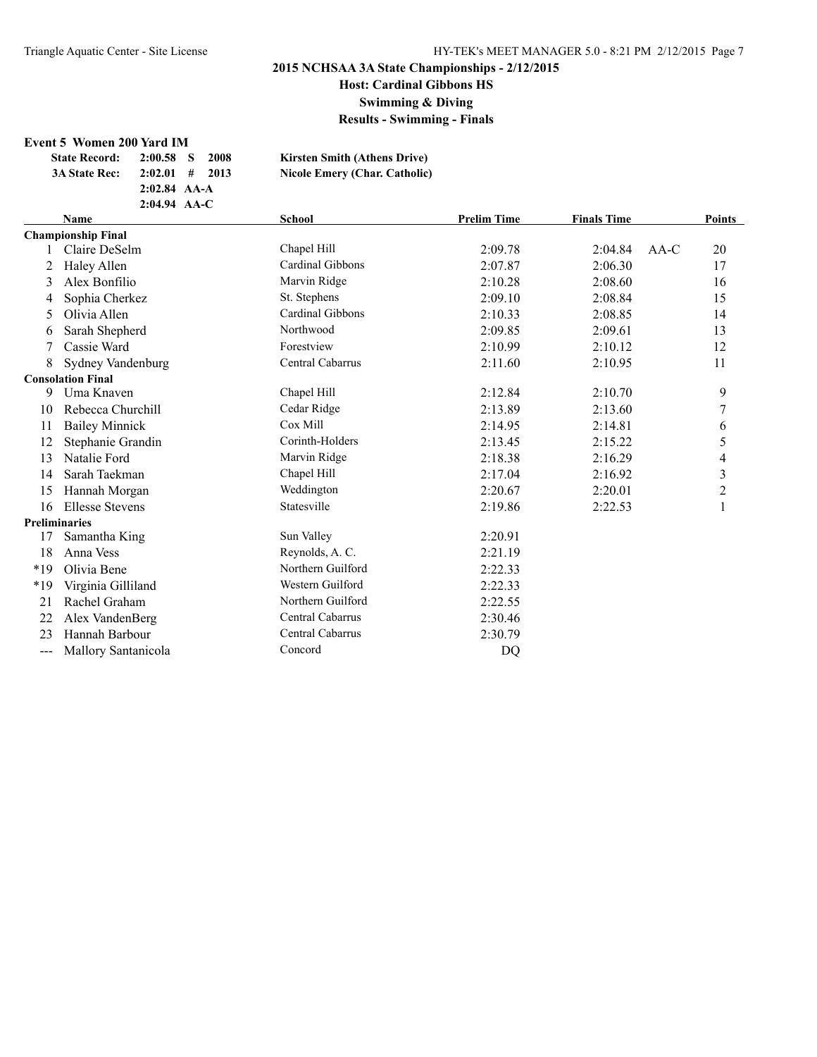## 2015 NCHSAA 3A State Championships - 2/12/2015

### Host: Cardinal Gibbons HS

### Swimming & Diving

### Results - Swimming - Finals

**Event 5 Women 200 Yard IM**

| | | | |
|---|---|---|---|
| **State Record:** | **2:00.58 S** | **2008** | **Kirsten Smith (Athens Drive)** |
| **3A State Rec:** | **2:02.01 #** | **2013** | **Nicole Emery (Char. Catholic)** |
| | **2:02.84 AA-A** | | |
| | **2:04.94 AA-C** | | |

| | Name | School | Prelim Time | Finals Time | | Points |
|---|---|---|---|---|---|---|
| **Championship Final** | | | | | | |
| 1 | Claire DeSelm | Chapel Hill | 2:09.78 | 2:04.84 | AA-C | 20 |
| 2 | Haley Allen | Cardinal Gibbons | 2:07.87 | 2:06.30 | | 17 |
| 3 | Alex Bonfilio | Marvin Ridge | 2:10.28 | 2:08.60 | | 16 |
| 4 | Sophia Cherkez | St. Stephens | 2:09.10 | 2:08.84 | | 15 |
| 5 | Olivia Allen | Cardinal Gibbons | 2:10.33 | 2:08.85 | | 14 |
| 6 | Sarah Shepherd | Northwood | 2:09.85 | 2:09.61 | | 13 |
| 7 | Cassie Ward | Forestview | 2:10.99 | 2:10.12 | | 12 |
| 8 | Sydney Vandenburg | Central Cabarrus | 2:11.60 | 2:10.95 | | 11 |
| **Consolation Final** | | | | | | |
| 9 | Uma Knaven | Chapel Hill | 2:12.84 | 2:10.70 | | 9 |
| 10 | Rebecca Churchill | Cedar Ridge | 2:13.89 | 2:13.60 | | 7 |
| 11 | Bailey Minnick | Cox Mill | 2:14.95 | 2:14.81 | | 6 |
| 12 | Stephanie Grandin | Corinth-Holders | 2:13.45 | 2:15.22 | | 5 |
| 13 | Natalie Ford | Marvin Ridge | 2:18.38 | 2:16.29 | | 4 |
| 14 | Sarah Taekman | Chapel Hill | 2:17.04 | 2:16.92 | | 3 |
| 15 | Hannah Morgan | Weddington | 2:20.67 | 2:20.01 | | 2 |
| 16 | Ellesse Stevens | Statesville | 2:19.86 | 2:22.53 | | 1 |
| **Preliminaries** | | | | | | |
| 17 | Samantha King | Sun Valley | 2:20.91 | | | |
| 18 | Anna Vess | Reynolds, A. C. | 2:21.19 | | | |
| *19 | Olivia Bene | Northern Guilford | 2:22.33 | | | |
| *19 | Virginia Gilliland | Western Guilford | 2:22.33 | | | |
| 21 | Rachel Graham | Northern Guilford | 2:22.55 | | | |
| 22 | Alex VandenBerg | Central Cabarrus | 2:30.46 | | | |
| 23 | Hannah Barbour | Central Cabarrus | 2:30.79 | | | |
| --- | Mallory Santanicola | Concord | DQ | | | |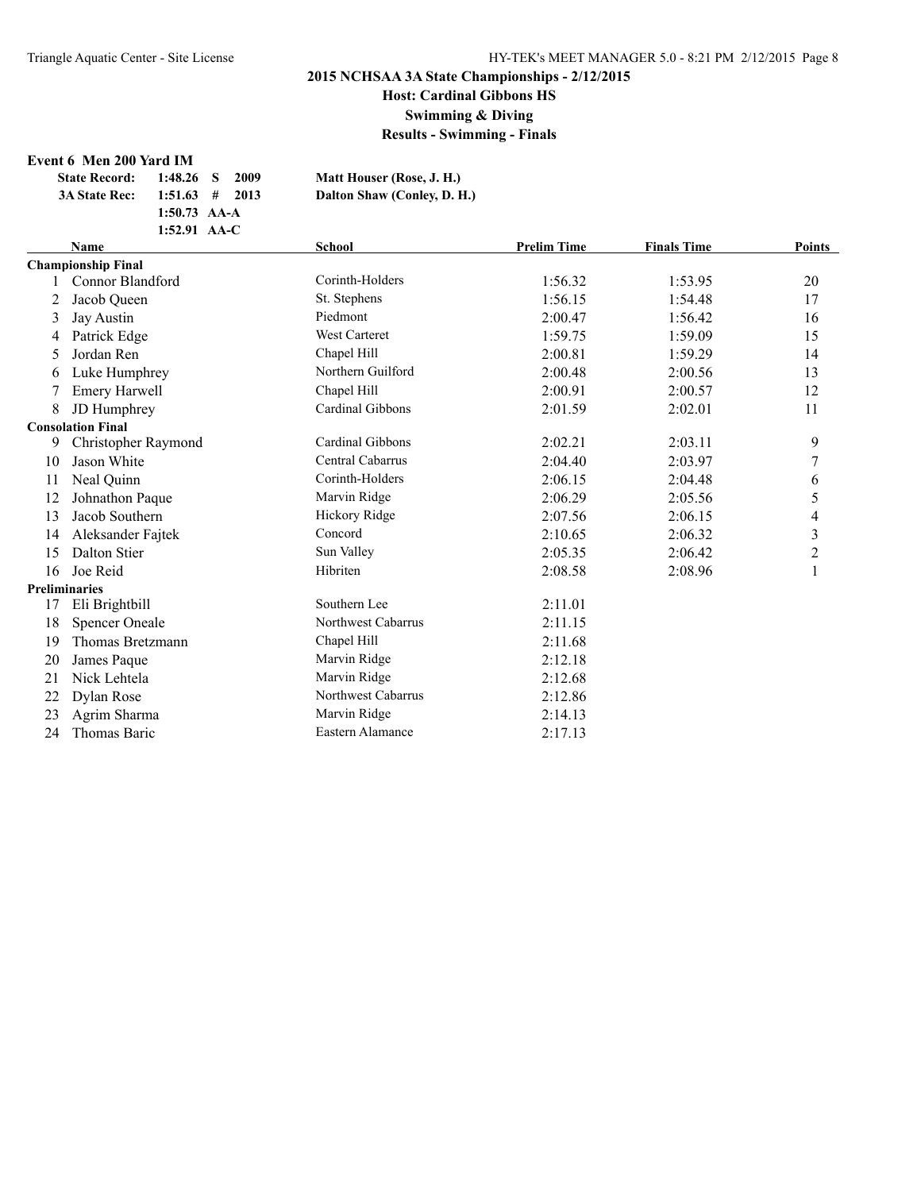## 2015 NCHSAA 3A State Championships - 2/12/2015

### Host: Cardinal Gibbons HS

### Swimming & Diving

### Results - Swimming - Finals

**Event 6 Men 200 Yard IM**

| | | | | |
|---|---|---|---|---|
| **State Record:** | **1:48.26** | **S** | **2009** | **Matt Houser (Rose, J. H.)** |
| **3A State Rec:** | **1:51.63** | **#** | **2013** | **Dalton Shaw (Conley, D. H.)** |
| | **1:50.73** | **AA-A** | | |
| | **1:52.91** | **AA-C** | | |

| | Name | School | Prelim Time | Finals Time | Points |
|---|---|---|---|---|---|
| **Championship Final** | | | | | |
| 1 | Connor Blandford | Corinth-Holders | 1:56.32 | 1:53.95 | 20 |
| 2 | Jacob Queen | St. Stephens | 1:56.15 | 1:54.48 | 17 |
| 3 | Jay Austin | Piedmont | 2:00.47 | 1:56.42 | 16 |
| 4 | Patrick Edge | West Carteret | 1:59.75 | 1:59.09 | 15 |
| 5 | Jordan Ren | Chapel Hill | 2:00.81 | 1:59.29 | 14 |
| 6 | Luke Humphrey | Northern Guilford | 2:00.48 | 2:00.56 | 13 |
| 7 | Emery Harwell | Chapel Hill | 2:00.91 | 2:00.57 | 12 |
| 8 | JD Humphrey | Cardinal Gibbons | 2:01.59 | 2:02.01 | 11 |
| **Consolation Final** | | | | | |
| 9 | Christopher Raymond | Cardinal Gibbons | 2:02.21 | 2:03.11 | 9 |
| 10 | Jason White | Central Cabarrus | 2:04.40 | 2:03.97 | 7 |
| 11 | Neal Quinn | Corinth-Holders | 2:06.15 | 2:04.48 | 6 |
| 12 | Johnathon Paque | Marvin Ridge | 2:06.29 | 2:05.56 | 5 |
| 13 | Jacob Southern | Hickory Ridge | 2:07.56 | 2:06.15 | 4 |
| 14 | Aleksander Fajtek | Concord | 2:10.65 | 2:06.32 | 3 |
| 15 | Dalton Stier | Sun Valley | 2:05.35 | 2:06.42 | 2 |
| 16 | Joe Reid | Hibriten | 2:08.58 | 2:08.96 | 1 |
| **Preliminaries** | | | | | |
| 17 | Eli Brightbill | Southern Lee | 2:11.01 | | |
| 18 | Spencer Oneale | Northwest Cabarrus | 2:11.15 | | |
| 19 | Thomas Bretzmann | Chapel Hill | 2:11.68 | | |
| 20 | James Paque | Marvin Ridge | 2:12.18 | | |
| 21 | Nick Lehtela | Marvin Ridge | 2:12.68 | | |
| 22 | Dylan Rose | Northwest Cabarrus | 2:12.86 | | |
| 23 | Agrim Sharma | Marvin Ridge | 2:14.13 | | |
| 24 | Thomas Baric | Eastern Alamance | 2:17.13 | | |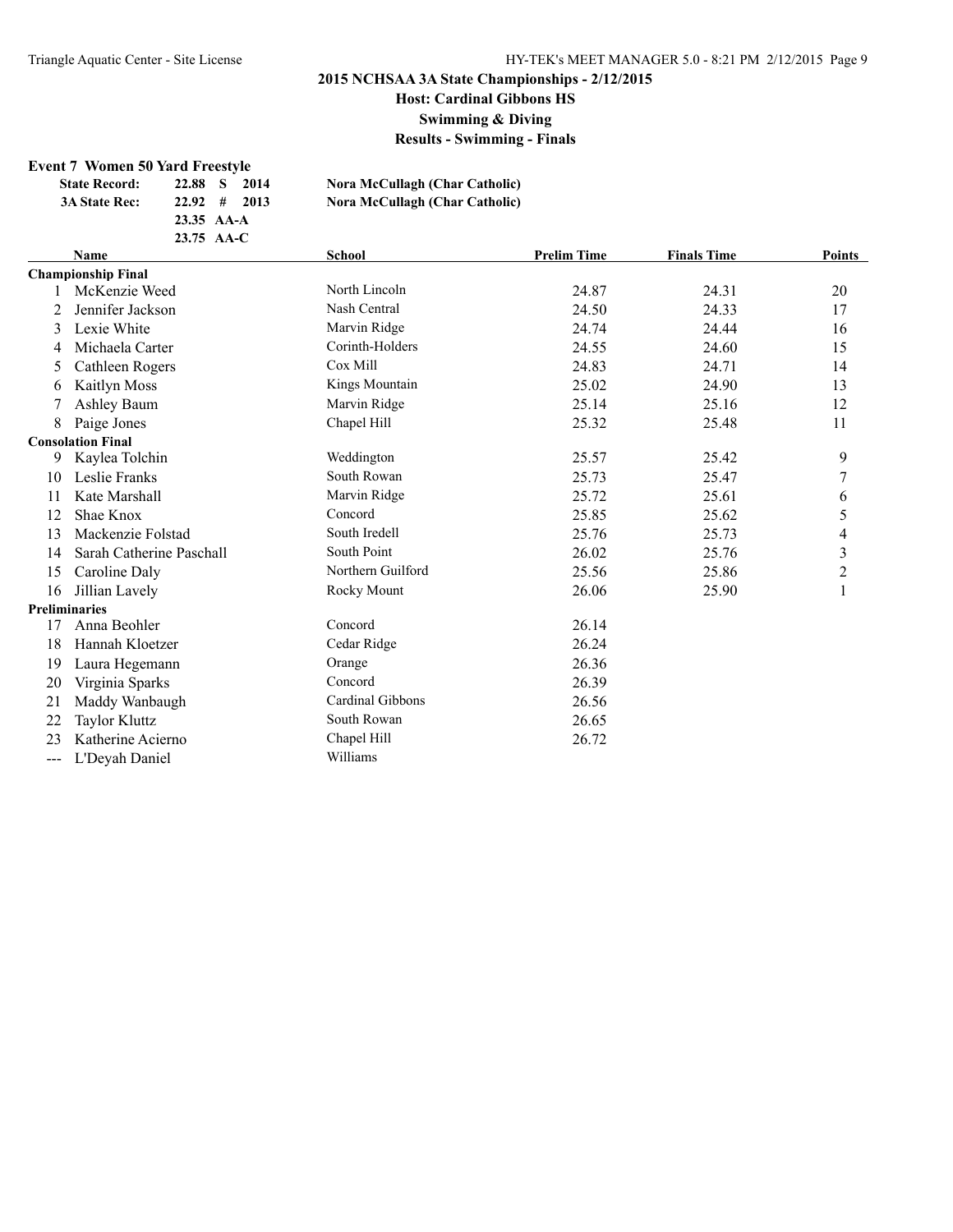## 2015 NCHSAA 3A State Championships - 2/12/2015
### Host: Cardinal Gibbons HS
### Swimming & Diving
### Results - Swimming - Finals

**Event 7 Women 50 Yard Freestyle**

| | | | |
|---|---|---|---|
| **State Record:** | **22.88 S** | **2014** | **Nora McCullagh (Char Catholic)** |
| **3A State Rec:** | **22.92 #** | **2013** | **Nora McCullagh (Char Catholic)** |
| | **23.35 AA-A** | | |
| | **23.75 AA-C** | | |

| | Name | School | Prelim Time | Finals Time | Points |
|---|---|---|---|---|---|
| **Championship Final** | | | | | |
| 1 | McKenzie Weed | North Lincoln | 24.87 | 24.31 | 20 |
| 2 | Jennifer Jackson | Nash Central | 24.50 | 24.33 | 17 |
| 3 | Lexie White | Marvin Ridge | 24.74 | 24.44 | 16 |
| 4 | Michaela Carter | Corinth-Holders | 24.55 | 24.60 | 15 |
| 5 | Cathleen Rogers | Cox Mill | 24.83 | 24.71 | 14 |
| 6 | Kaitlyn Moss | Kings Mountain | 25.02 | 24.90 | 13 |
| 7 | Ashley Baum | Marvin Ridge | 25.14 | 25.16 | 12 |
| 8 | Paige Jones | Chapel Hill | 25.32 | 25.48 | 11 |
| **Consolation Final** | | | | | |
| 9 | Kaylea Tolchin | Weddington | 25.57 | 25.42 | 9 |
| 10 | Leslie Franks | South Rowan | 25.73 | 25.47 | 7 |
| 11 | Kate Marshall | Marvin Ridge | 25.72 | 25.61 | 6 |
| 12 | Shae Knox | Concord | 25.85 | 25.62 | 5 |
| 13 | Mackenzie Folstad | South Iredell | 25.76 | 25.73 | 4 |
| 14 | Sarah Catherine Paschall | South Point | 26.02 | 25.76 | 3 |
| 15 | Caroline Daly | Northern Guilford | 25.56 | 25.86 | 2 |
| 16 | Jillian Lavely | Rocky Mount | 26.06 | 25.90 | 1 |
| **Preliminaries** | | | | | |
| 17 | Anna Beohler | Concord | 26.14 | | |
| 18 | Hannah Kloetzer | Cedar Ridge | 26.24 | | |
| 19 | Laura Hegemann | Orange | 26.36 | | |
| 20 | Virginia Sparks | Concord | 26.39 | | |
| 21 | Maddy Wanbaugh | Cardinal Gibbons | 26.56 | | |
| 22 | Taylor Kluttz | South Rowan | 26.65 | | |
| 23 | Katherine Acierno | Chapel Hill | 26.72 | | |
| --- | L'Deyah Daniel | Williams | | | |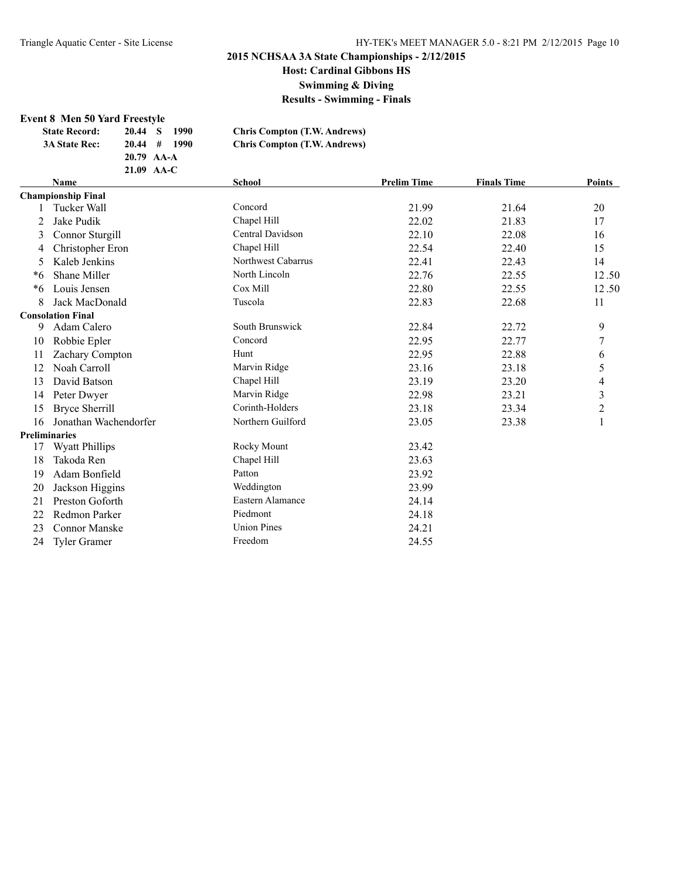## 2015 NCHSAA 3A State Championships - 2/12/2015

**Host: Cardinal Gibbons HS**

**Swimming & Diving**

**Results - Swimming - Finals**

### Event 8 Men 50 Yard Freestyle

| | | | |
|---|---|---|---|
| **State Record:** | **20.44 S 1990** | **Chris Compton (T.W. Andrews)** |
| **3A State Rec:** | **20.44 # 1990** | **Chris Compton (T.W. Andrews)** |
| | **20.79 AA-A** | |
| | **21.09 AA-C** | |

| | Name | School | Prelim Time | Finals Time | Points |
|---|---|---|---|---|---|
| **Championship Final** | | | | | |
| 1 | Tucker Wall | Concord | 21.99 | 21.64 | 20 |
| 2 | Jake Pudik | Chapel Hill | 22.02 | 21.83 | 17 |
| 3 | Connor Sturgill | Central Davidson | 22.10 | 22.08 | 16 |
| 4 | Christopher Eron | Chapel Hill | 22.54 | 22.40 | 15 |
| 5 | Kaleb Jenkins | Northwest Cabarrus | 22.41 | 22.43 | 14 |
| *6 | Shane Miller | North Lincoln | 22.76 | 22.55 | 12.50 |
| *6 | Louis Jensen | Cox Mill | 22.80 | 22.55 | 12.50 |
| 8 | Jack MacDonald | Tuscola | 22.83 | 22.68 | 11 |
| **Consolation Final** | | | | | |
| 9 | Adam Calero | South Brunswick | 22.84 | 22.72 | 9 |
| 10 | Robbie Epler | Concord | 22.95 | 22.77 | 7 |
| 11 | Zachary Compton | Hunt | 22.95 | 22.88 | 6 |
| 12 | Noah Carroll | Marvin Ridge | 23.16 | 23.18 | 5 |
| 13 | David Batson | Chapel Hill | 23.19 | 23.20 | 4 |
| 14 | Peter Dwyer | Marvin Ridge | 22.98 | 23.21 | 3 |
| 15 | Bryce Sherrill | Corinth-Holders | 23.18 | 23.34 | 2 |
| 16 | Jonathan Wachendorfer | Northern Guilford | 23.05 | 23.38 | 1 |
| **Preliminaries** | | | | | |
| 17 | Wyatt Phillips | Rocky Mount | 23.42 | | |
| 18 | Takoda Ren | Chapel Hill | 23.63 | | |
| 19 | Adam Bonfield | Patton | 23.92 | | |
| 20 | Jackson Higgins | Weddington | 23.99 | | |
| 21 | Preston Goforth | Eastern Alamance | 24.14 | | |
| 22 | Redmon Parker | Piedmont | 24.18 | | |
| 23 | Connor Manske | Union Pines | 24.21 | | |
| 24 | Tyler Gramer | Freedom | 24.55 | | |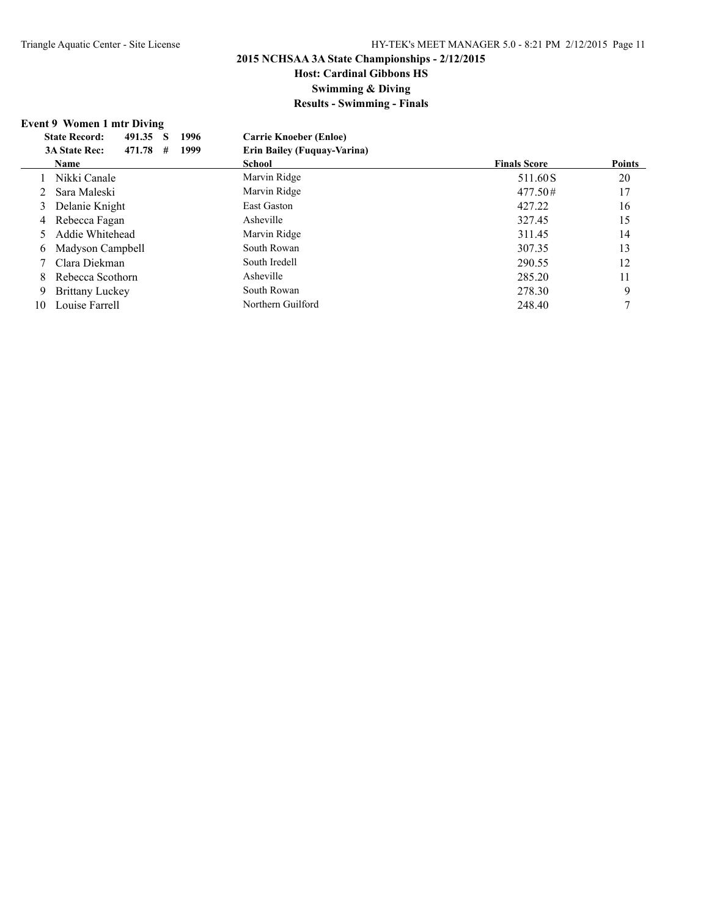## 2015 NCHSAA 3A State Championships - 2/12/2015

### Host: Cardinal Gibbons HS

### Swimming & Diving

### Results - Swimming - Finals

**Event 9 Women 1 mtr Diving**

| State Record: | 491.35 S | 1996 | Carrie Knoeber (Enloe) |
|---|---|---|---|
| 3A State Rec: | 471.78 # | 1999 | Erin Bailey (Fuquay-Varina) |

| | Name | School | Finals Score | Points |
|---|---|---|---|---|
| 1 | Nikki Canale | Marvin Ridge | 511.60S | 20 |
| 2 | Sara Maleski | Marvin Ridge | 477.50# | 17 |
| 3 | Delanie Knight | East Gaston | 427.22 | 16 |
| 4 | Rebecca Fagan | Asheville | 327.45 | 15 |
| 5 | Addie Whitehead | Marvin Ridge | 311.45 | 14 |
| 6 | Madyson Campbell | South Rowan | 307.35 | 13 |
| 7 | Clara Diekman | South Iredell | 290.55 | 12 |
| 8 | Rebecca Scothorn | Asheville | 285.20 | 11 |
| 9 | Brittany Luckey | South Rowan | 278.30 | 9 |
| 10 | Louise Farrell | Northern Guilford | 248.40 | 7 |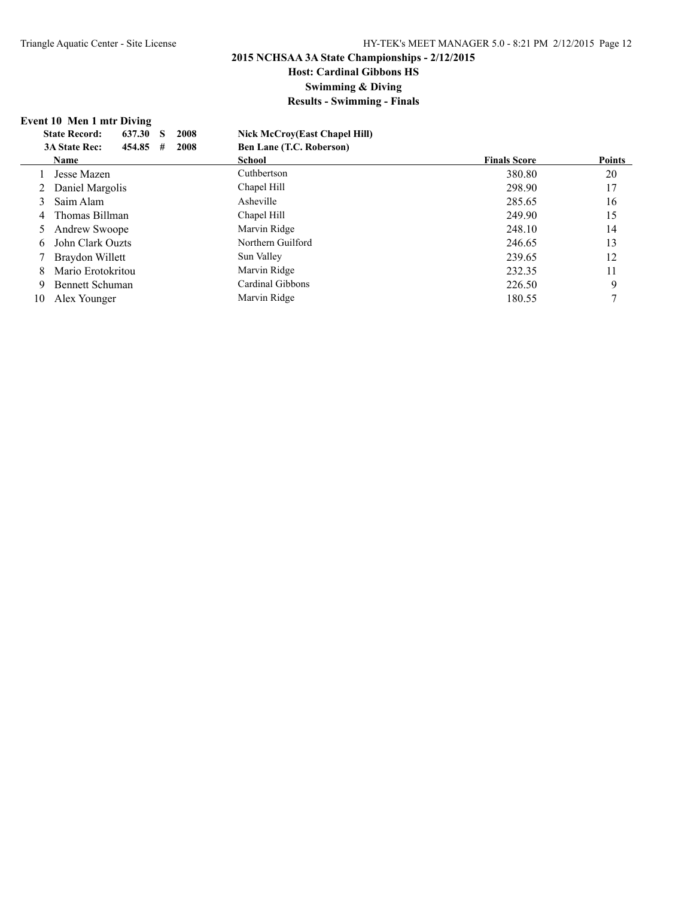**2015 NCHSAA 3A State Championships - 2/12/2015**

**Host: Cardinal Gibbons HS**

**Swimming & Diving**

**Results - Swimming - Finals**

### Event 10 Men 1 mtr Diving

| | | | | |
|---|---|---|---|---|
| **State Record:** | **637.30 S** | **2008** | **Nick McCroy(East Chapel Hill)** | |
| **3A State Rec:** | **454.85 #** | **2008** | **Ben Lane (T.C. Roberson)** | |

| | Name | School | Finals Score | Points |
|---|---|---|---|---|
| 1 | Jesse Mazen | Cuthbertson | 380.80 | 20 |
| 2 | Daniel Margolis | Chapel Hill | 298.90 | 17 |
| 3 | Saim Alam | Asheville | 285.65 | 16 |
| 4 | Thomas Billman | Chapel Hill | 249.90 | 15 |
| 5 | Andrew Swoope | Marvin Ridge | 248.10 | 14 |
| 6 | John Clark Ouzts | Northern Guilford | 246.65 | 13 |
| 7 | Braydon Willett | Sun Valley | 239.65 | 12 |
| 8 | Mario Erotokritou | Marvin Ridge | 232.35 | 11 |
| 9 | Bennett Schuman | Cardinal Gibbons | 226.50 | 9 |
| 10 | Alex Younger | Marvin Ridge | 180.55 | 7 |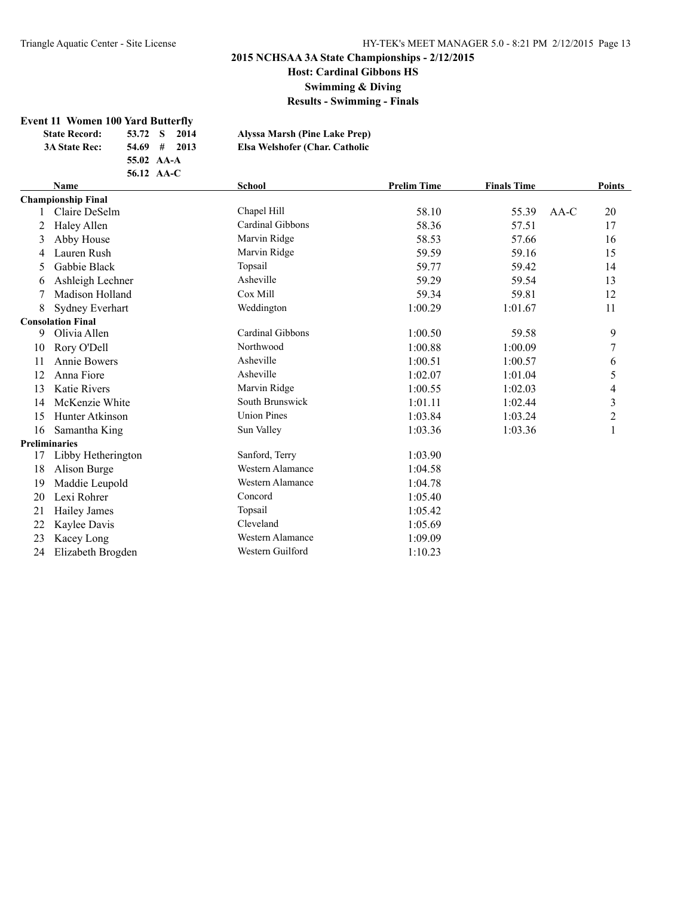**2015 NCHSAA 3A State Championships - 2/12/2015**
**Host: Cardinal Gibbons HS**
**Swimming & Diving**
**Results - Swimming - Finals**

### Event 11 Women 100 Yard Butterfly

| | | | | |
|---|---|---|---|---|
| **State Record:** | **53.72** | **S** | **2014** | **Alyssa Marsh (Pine Lake Prep)** |
| **3A State Rec:** | **54.69** | **#** | **2013** | **Elsa Welshofer (Char. Catholic** |
| | **55.02** | **AA-A** | | |
| | **56.12** | **AA-C** | | |

| | Name | School | Prelim Time | Finals Time | | Points |
|---|---|---|---|---|---|---|
| **Championship Final** | | | | | | |
| 1 | Claire DeSelm | Chapel Hill | 58.10 | 55.39 | AA-C | 20 |
| 2 | Haley Allen | Cardinal Gibbons | 58.36 | 57.51 | | 17 |
| 3 | Abby House | Marvin Ridge | 58.53 | 57.66 | | 16 |
| 4 | Lauren Rush | Marvin Ridge | 59.59 | 59.16 | | 15 |
| 5 | Gabbie Black | Topsail | 59.77 | 59.42 | | 14 |
| 6 | Ashleigh Lechner | Asheville | 59.29 | 59.54 | | 13 |
| 7 | Madison Holland | Cox Mill | 59.34 | 59.81 | | 12 |
| 8 | Sydney Everhart | Weddington | 1:00.29 | 1:01.67 | | 11 |
| **Consolation Final** | | | | | | |
| 9 | Olivia Allen | Cardinal Gibbons | 1:00.50 | 59.58 | | 9 |
| 10 | Rory O'Dell | Northwood | 1:00.88 | 1:00.09 | | 7 |
| 11 | Annie Bowers | Asheville | 1:00.51 | 1:00.57 | | 6 |
| 12 | Anna Fiore | Asheville | 1:02.07 | 1:01.04 | | 5 |
| 13 | Katie Rivers | Marvin Ridge | 1:00.55 | 1:02.03 | | 4 |
| 14 | McKenzie White | South Brunswick | 1:01.11 | 1:02.44 | | 3 |
| 15 | Hunter Atkinson | Union Pines | 1:03.84 | 1:03.24 | | 2 |
| 16 | Samantha King | Sun Valley | 1:03.36 | 1:03.36 | | 1 |
| **Preliminaries** | | | | | | |
| 17 | Libby Hetherington | Sanford, Terry | 1:03.90 | | | |
| 18 | Alison Burge | Western Alamance | 1:04.58 | | | |
| 19 | Maddie Leupold | Western Alamance | 1:04.78 | | | |
| 20 | Lexi Rohrer | Concord | 1:05.40 | | | |
| 21 | Hailey James | Topsail | 1:05.42 | | | |
| 22 | Kaylee Davis | Cleveland | 1:05.69 | | | |
| 23 | Kacey Long | Western Alamance | 1:09.09 | | | |
| 24 | Elizabeth Brogden | Western Guilford | 1:10.23 | | | |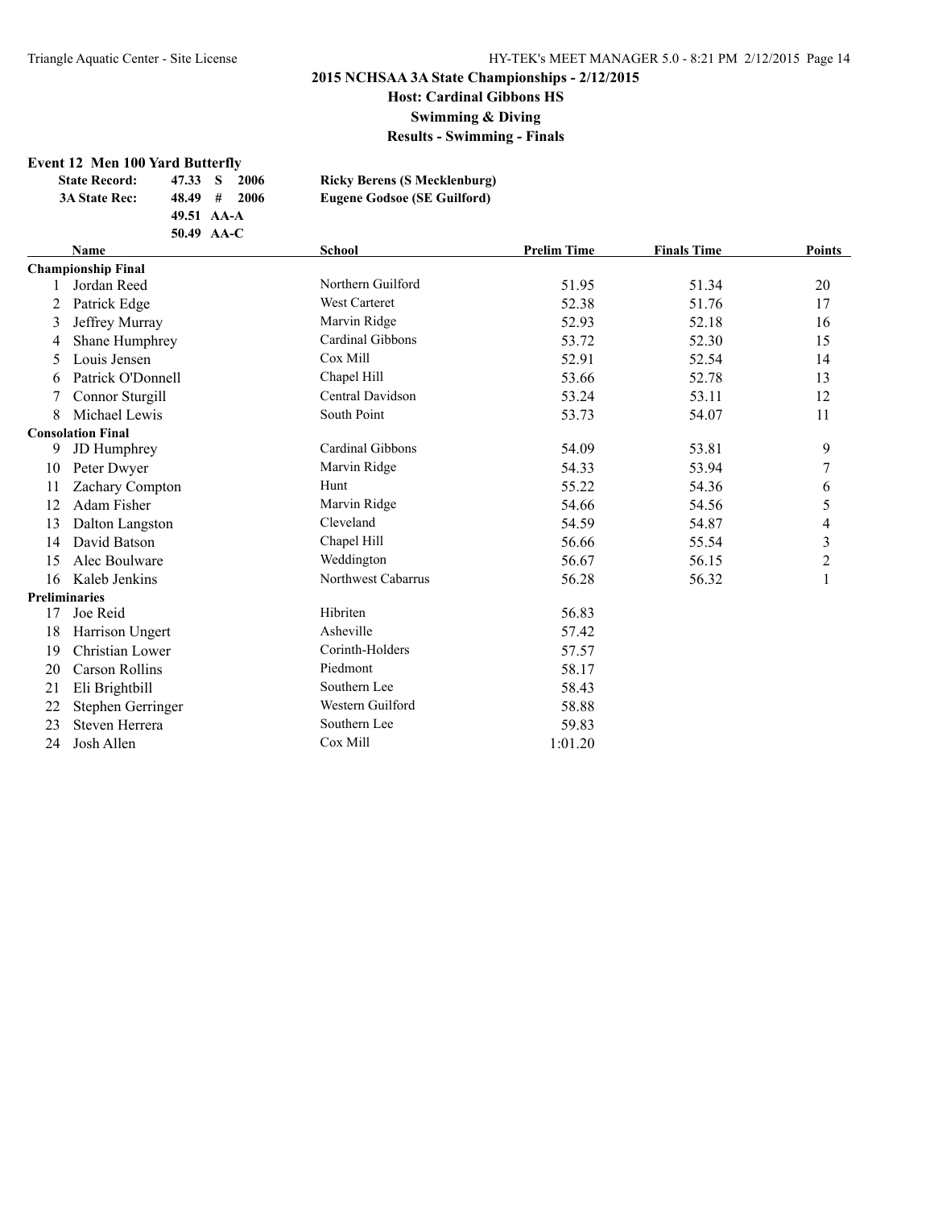## 2015 NCHSAA 3A State Championships - 2/12/2015

**Host: Cardinal Gibbons HS**

**Swimming & Diving**

**Results - Swimming - Finals**

### Event 12 Men 100 Yard Butterfly

| | | | | |
|---|---|---|---|---|
| **State Record:** | 47.33 | S | 2006 | **Ricky Berens (S Mecklenburg)** |
| **3A State Rec:** | 48.49 | # | 2006 | **Eugene Godsoe (SE Guilford)** |
| | 49.51 | AA-A | | |
| | 50.49 | AA-C | | |

| | Name | School | Prelim Time | Finals Time | Points |
|---|---|---|---|---|---|
| **Championship Final** | | | | | |
| 1 | Jordan Reed | Northern Guilford | 51.95 | 51.34 | 20 |
| 2 | Patrick Edge | West Carteret | 52.38 | 51.76 | 17 |
| 3 | Jeffrey Murray | Marvin Ridge | 52.93 | 52.18 | 16 |
| 4 | Shane Humphrey | Cardinal Gibbons | 53.72 | 52.30 | 15 |
| 5 | Louis Jensen | Cox Mill | 52.91 | 52.54 | 14 |
| 6 | Patrick O'Donnell | Chapel Hill | 53.66 | 52.78 | 13 |
| 7 | Connor Sturgill | Central Davidson | 53.24 | 53.11 | 12 |
| 8 | Michael Lewis | South Point | 53.73 | 54.07 | 11 |
| **Consolation Final** | | | | | |
| 9 | JD Humphrey | Cardinal Gibbons | 54.09 | 53.81 | 9 |
| 10 | Peter Dwyer | Marvin Ridge | 54.33 | 53.94 | 7 |
| 11 | Zachary Compton | Hunt | 55.22 | 54.36 | 6 |
| 12 | Adam Fisher | Marvin Ridge | 54.66 | 54.56 | 5 |
| 13 | Dalton Langston | Cleveland | 54.59 | 54.87 | 4 |
| 14 | David Batson | Chapel Hill | 56.66 | 55.54 | 3 |
| 15 | Alec Boulware | Weddington | 56.67 | 56.15 | 2 |
| 16 | Kaleb Jenkins | Northwest Cabarrus | 56.28 | 56.32 | 1 |
| **Preliminaries** | | | | | |
| 17 | Joe Reid | Hibriten | 56.83 | | |
| 18 | Harrison Ungert | Asheville | 57.42 | | |
| 19 | Christian Lower | Corinth-Holders | 57.57 | | |
| 20 | Carson Rollins | Piedmont | 58.17 | | |
| 21 | Eli Brightbill | Southern Lee | 58.43 | | |
| 22 | Stephen Gerringer | Western Guilford | 58.88 | | |
| 23 | Steven Herrera | Southern Lee | 59.83 | | |
| 24 | Josh Allen | Cox Mill | 1:01.20 | | |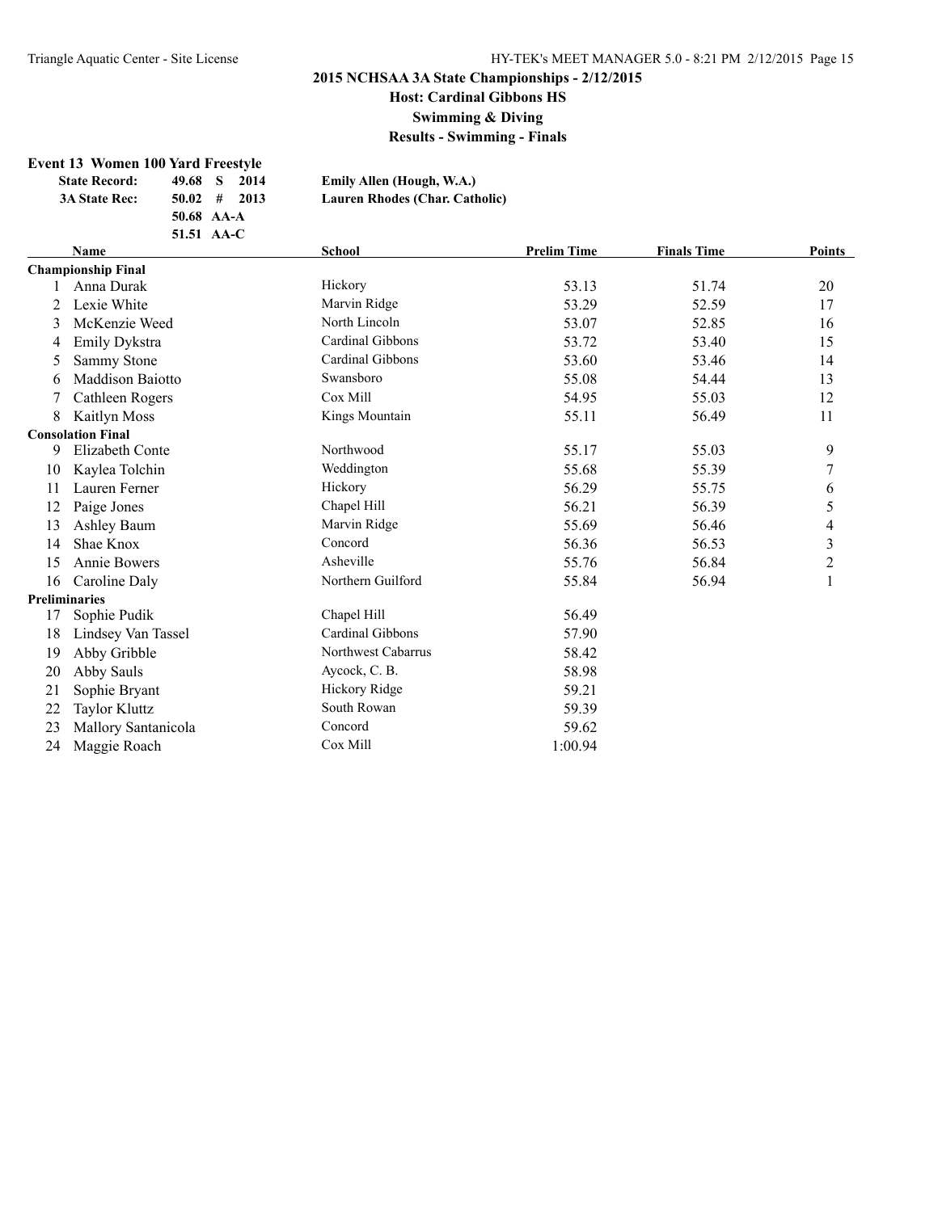# 2015 NCHSAA 3A State Championships - 2/12/2015

## Host: Cardinal Gibbons HS

## Swimming & Diving

## Results - Swimming - Finals

### Event 13 Women 100 Yard Freestyle

| | | |
|---|---|---|
| **State Record:** | **49.68 S 2014** | **Emily Allen (Hough, W.A.)** |
| **3A State Rec:** | **50.02 # 2013** | **Lauren Rhodes (Char. Catholic)** |
| | **50.68 AA-A** | |
| | **51.51 AA-C** | |

| | Name | School | Prelim Time | Finals Time | Points |
|---|---|---|---|---|---|
| **Championship Final** | | | | | |
| 1 | Anna Durak | Hickory | 53.13 | 51.74 | 20 |
| 2 | Lexie White | Marvin Ridge | 53.29 | 52.59 | 17 |
| 3 | McKenzie Weed | North Lincoln | 53.07 | 52.85 | 16 |
| 4 | Emily Dykstra | Cardinal Gibbons | 53.72 | 53.40 | 15 |
| 5 | Sammy Stone | Cardinal Gibbons | 53.60 | 53.46 | 14 |
| 6 | Maddison Baiotto | Swansboro | 55.08 | 54.44 | 13 |
| 7 | Cathleen Rogers | Cox Mill | 54.95 | 55.03 | 12 |
| 8 | Kaitlyn Moss | Kings Mountain | 55.11 | 56.49 | 11 |
| **Consolation Final** | | | | | |
| 9 | Elizabeth Conte | Northwood | 55.17 | 55.03 | 9 |
| 10 | Kaylea Tolchin | Weddington | 55.68 | 55.39 | 7 |
| 11 | Lauren Ferner | Hickory | 56.29 | 55.75 | 6 |
| 12 | Paige Jones | Chapel Hill | 56.21 | 56.39 | 5 |
| 13 | Ashley Baum | Marvin Ridge | 55.69 | 56.46 | 4 |
| 14 | Shae Knox | Concord | 56.36 | 56.53 | 3 |
| 15 | Annie Bowers | Asheville | 55.76 | 56.84 | 2 |
| 16 | Caroline Daly | Northern Guilford | 55.84 | 56.94 | 1 |
| **Preliminaries** | | | | | |
| 17 | Sophie Pudik | Chapel Hill | 56.49 | | |
| 18 | Lindsey Van Tassel | Cardinal Gibbons | 57.90 | | |
| 19 | Abby Gribble | Northwest Cabarrus | 58.42 | | |
| 20 | Abby Sauls | Aycock, C. B. | 58.98 | | |
| 21 | Sophie Bryant | Hickory Ridge | 59.21 | | |
| 22 | Taylor Kluttz | South Rowan | 59.39 | | |
| 23 | Mallory Santanicola | Concord | 59.62 | | |
| 24 | Maggie Roach | Cox Mill | 1:00.94 | | |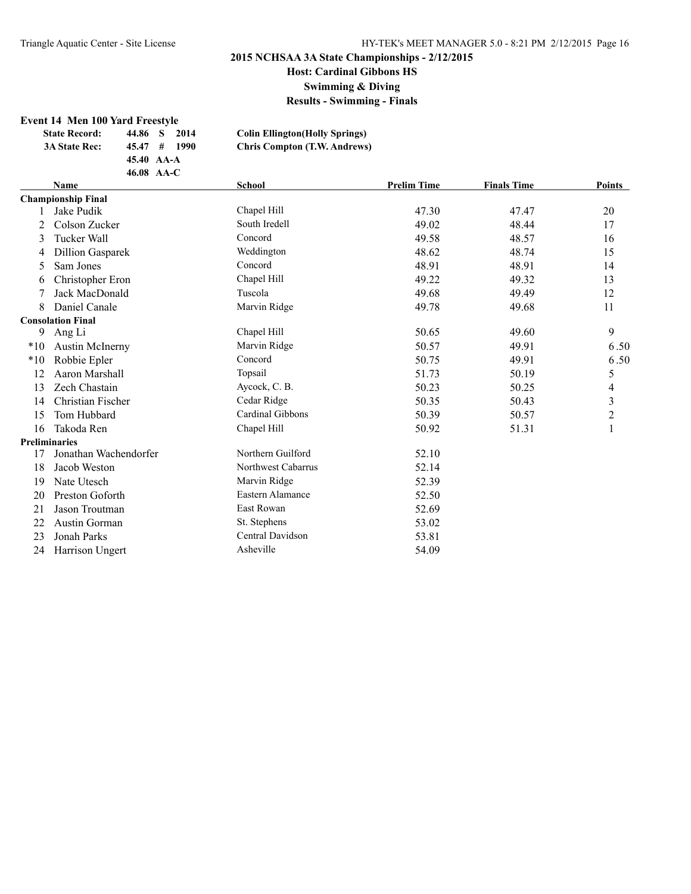# 2015 NCHSAA 3A State Championships - 2/12/2015

## Host: Cardinal Gibbons HS

## Swimming & Diving

## Results - Swimming - Finals

### Event 14 Men 100 Yard Freestyle

| | | | |
|---|---|---|---|
| **State Record:** | 44.86 S | 2014 | **Colin Ellington(Holly Springs)** |
| **3A State Rec:** | 45.47 # | 1990 | **Chris Compton (T.W. Andrews)** |
| | 45.40 AA-A | | |
| | 46.08 AA-C | | |

| | Name | School | Prelim Time | Finals Time | Points |
|---|---|---|---|---|---|
| **Championship Final** | | | | | |
| 1 | Jake Pudik | Chapel Hill | 47.30 | 47.47 | 20 |
| 2 | Colson Zucker | South Iredell | 49.02 | 48.44 | 17 |
| 3 | Tucker Wall | Concord | 49.58 | 48.57 | 16 |
| 4 | Dillion Gasparek | Weddington | 48.62 | 48.74 | 15 |
| 5 | Sam Jones | Concord | 48.91 | 48.91 | 14 |
| 6 | Christopher Eron | Chapel Hill | 49.22 | 49.32 | 13 |
| 7 | Jack MacDonald | Tuscola | 49.68 | 49.49 | 12 |
| 8 | Daniel Canale | Marvin Ridge | 49.78 | 49.68 | 11 |
| **Consolation Final** | | | | | |
| 9 | Ang Li | Chapel Hill | 50.65 | 49.60 | 9 |
| *10 | Austin McInerny | Marvin Ridge | 50.57 | 49.91 | 6.50 |
| *10 | Robbie Epler | Concord | 50.75 | 49.91 | 6.50 |
| 12 | Aaron Marshall | Topsail | 51.73 | 50.19 | 5 |
| 13 | Zech Chastain | Aycock, C. B. | 50.23 | 50.25 | 4 |
| 14 | Christian Fischer | Cedar Ridge | 50.35 | 50.43 | 3 |
| 15 | Tom Hubbard | Cardinal Gibbons | 50.39 | 50.57 | 2 |
| 16 | Takoda Ren | Chapel Hill | 50.92 | 51.31 | 1 |
| **Preliminaries** | | | | | |
| 17 | Jonathan Wachendorfer | Northern Guilford | 52.10 | | |
| 18 | Jacob Weston | Northwest Cabarrus | 52.14 | | |
| 19 | Nate Utesch | Marvin Ridge | 52.39 | | |
| 20 | Preston Goforth | Eastern Alamance | 52.50 | | |
| 21 | Jason Troutman | East Rowan | 52.69 | | |
| 22 | Austin Gorman | St. Stephens | 53.02 | | |
| 23 | Jonah Parks | Central Davidson | 53.81 | | |
| 24 | Harrison Ungert | Asheville | 54.09 | | |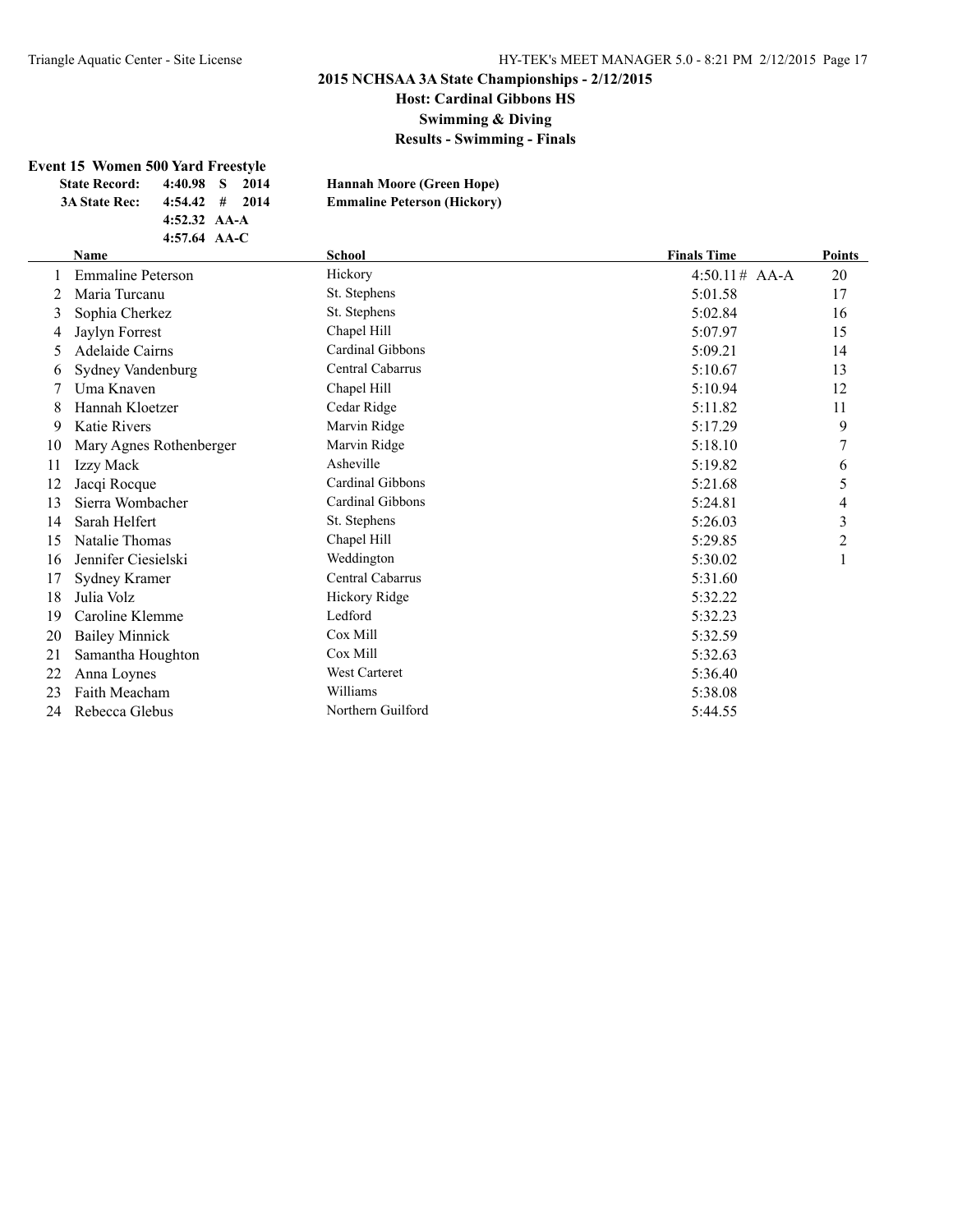## 2015 NCHSAA 3A State Championships - 2/12/2015

**Host: Cardinal Gibbons HS**

**Swimming & Diving**

**Results - Swimming - Finals**

### Event 15 Women 500 Yard Freestyle

| | | | | |
|---|---|---|---|---|
| **State Record:** | **4:40.98** | **S** | **2014** | **Hannah Moore (Green Hope)** |
| **3A State Rec:** | **4:54.42** | **#** | **2014** | **Emmaline Peterson (Hickory)** |
| | **4:52.32** | **AA-A** | | |
| | **4:57.64** | **AA-C** | | |

| | Name | School | Finals Time | Points |
|---|---|---|---|---|
| 1 | Emmaline Peterson | Hickory | 4:50.11# AA-A | 20 |
| 2 | Maria Turcanu | St. Stephens | 5:01.58 | 17 |
| 3 | Sophia Cherkez | St. Stephens | 5:02.84 | 16 |
| 4 | Jaylyn Forrest | Chapel Hill | 5:07.97 | 15 |
| 5 | Adelaide Cairns | Cardinal Gibbons | 5:09.21 | 14 |
| 6 | Sydney Vandenburg | Central Cabarrus | 5:10.67 | 13 |
| 7 | Uma Knaven | Chapel Hill | 5:10.94 | 12 |
| 8 | Hannah Kloetzer | Cedar Ridge | 5:11.82 | 11 |
| 9 | Katie Rivers | Marvin Ridge | 5:17.29 | 9 |
| 10 | Mary Agnes Rothenberger | Marvin Ridge | 5:18.10 | 7 |
| 11 | Izzy Mack | Asheville | 5:19.82 | 6 |
| 12 | Jacqi Rocque | Cardinal Gibbons | 5:21.68 | 5 |
| 13 | Sierra Wombacher | Cardinal Gibbons | 5:24.81 | 4 |
| 14 | Sarah Helfert | St. Stephens | 5:26.03 | 3 |
| 15 | Natalie Thomas | Chapel Hill | 5:29.85 | 2 |
| 16 | Jennifer Ciesielski | Weddington | 5:30.02 | 1 |
| 17 | Sydney Kramer | Central Cabarrus | 5:31.60 | |
| 18 | Julia Volz | Hickory Ridge | 5:32.22 | |
| 19 | Caroline Klemme | Ledford | 5:32.23 | |
| 20 | Bailey Minnick | Cox Mill | 5:32.59 | |
| 21 | Samantha Houghton | Cox Mill | 5:32.63 | |
| 22 | Anna Loynes | West Carteret | 5:36.40 | |
| 23 | Faith Meacham | Williams | 5:38.08 | |
| 24 | Rebecca Glebus | Northern Guilford | 5:44.55 | |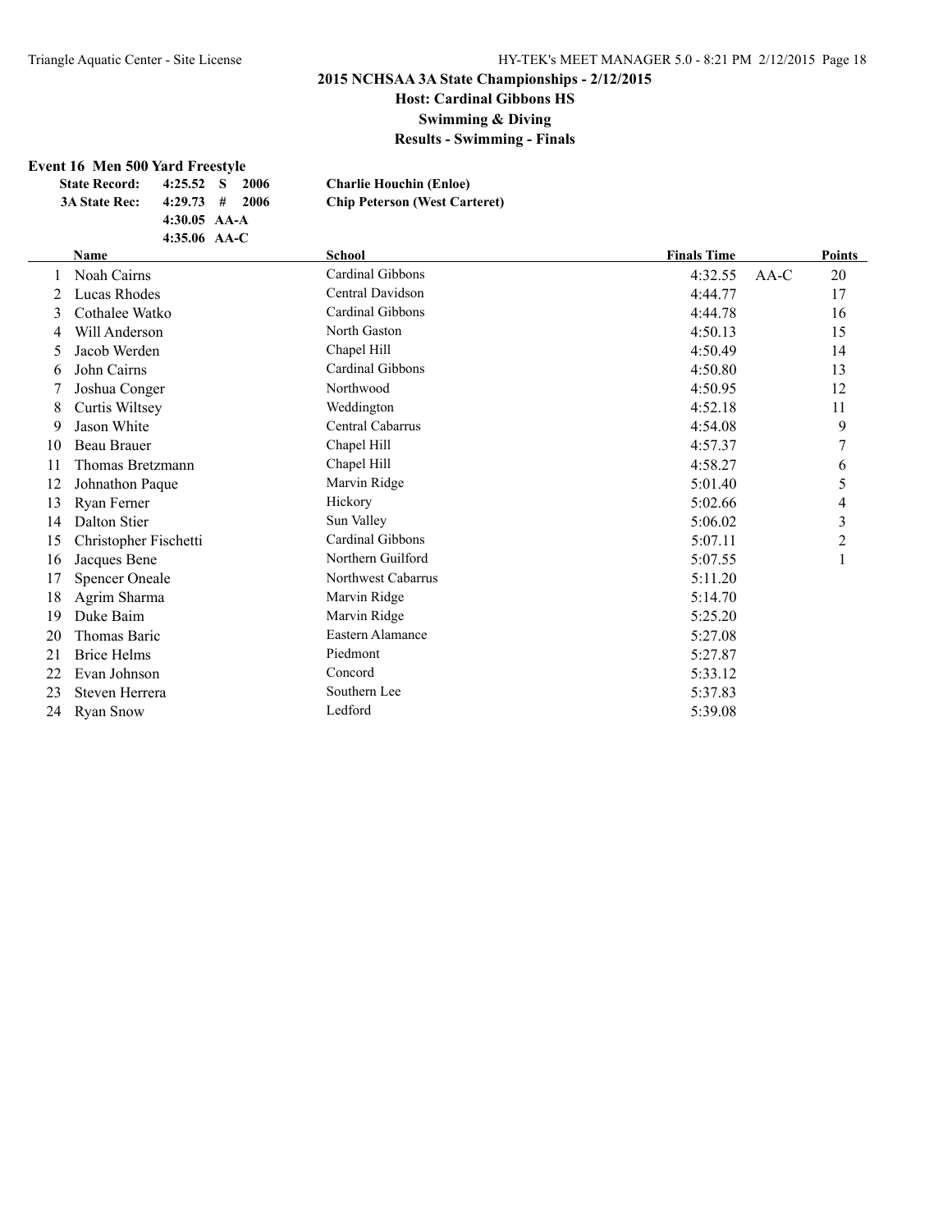## 2015 NCHSAA 3A State Championships - 2/12/2015

### Host: Cardinal Gibbons HS

### Swimming & Diving

### Results - Swimming - Finals

**Event 16 Men 500 Yard Freestyle**

| | | | |
|---|---|---|---|
| **State Record:** | 4:25.52 S 2006 | **Charlie Houchin (Enloe)** |
| **3A State Rec:** | 4:29.73 # 2006 | **Chip Peterson (West Carteret)** |
| | 4:30.05 AA-A | |
| | 4:35.06 AA-C | |

| | Name | School | Finals Time | | Points |
|---|---|---|---|---|---|
| 1 | Noah Cairns | Cardinal Gibbons | 4:32.55 | AA-C | 20 |
| 2 | Lucas Rhodes | Central Davidson | 4:44.77 | | 17 |
| 3 | Cothalee Watko | Cardinal Gibbons | 4:44.78 | | 16 |
| 4 | Will Anderson | North Gaston | 4:50.13 | | 15 |
| 5 | Jacob Werden | Chapel Hill | 4:50.49 | | 14 |
| 6 | John Cairns | Cardinal Gibbons | 4:50.80 | | 13 |
| 7 | Joshua Conger | Northwood | 4:50.95 | | 12 |
| 8 | Curtis Wiltsey | Weddington | 4:52.18 | | 11 |
| 9 | Jason White | Central Cabarrus | 4:54.08 | | 9 |
| 10 | Beau Brauer | Chapel Hill | 4:57.37 | | 7 |
| 11 | Thomas Bretzmann | Chapel Hill | 4:58.27 | | 6 |
| 12 | Johnathon Paque | Marvin Ridge | 5:01.40 | | 5 |
| 13 | Ryan Ferner | Hickory | 5:02.66 | | 4 |
| 14 | Dalton Stier | Sun Valley | 5:06.02 | | 3 |
| 15 | Christopher Fischetti | Cardinal Gibbons | 5:07.11 | | 2 |
| 16 | Jacques Bene | Northern Guilford | 5:07.55 | | 1 |
| 17 | Spencer Oneale | Northwest Cabarrus | 5:11.20 | | |
| 18 | Agrim Sharma | Marvin Ridge | 5:14.70 | | |
| 19 | Duke Baim | Marvin Ridge | 5:25.20 | | |
| 20 | Thomas Baric | Eastern Alamance | 5:27.08 | | |
| 21 | Brice Helms | Piedmont | 5:27.87 | | |
| 22 | Evan Johnson | Concord | 5:33.12 | | |
| 23 | Steven Herrera | Southern Lee | 5:37.83 | | |
| 24 | Ryan Snow | Ledford | 5:39.08 | | |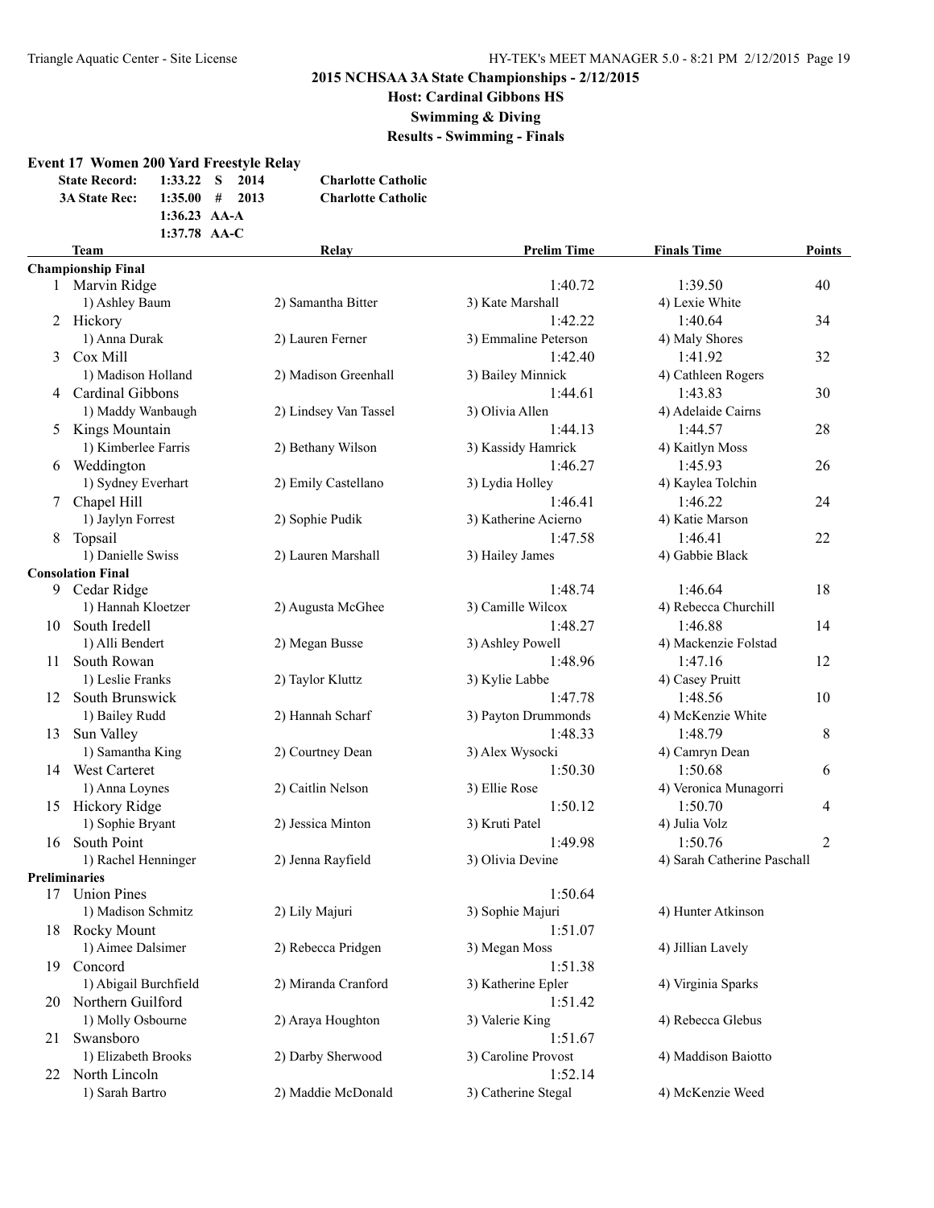## 2015 NCHSAA 3A State Championships - 2/12/2015

**Host: Cardinal Gibbons HS**

**Swimming & Diving**

**Results - Swimming - Finals**

### Event 17 Women 200 Yard Freestyle Relay

| | | | | |
|---|---|---|---|---|
| **State Record:** | 1:33.22 | S | 2014 | **Charlotte Catholic** |
| **3A State Rec:** | 1:35.00 | # | 2013 | **Charlotte Catholic** |
| | 1:36.23 | AA-A | | |
| | 1:37.78 | AA-C | | |

| | Team | Relay | Prelim Time | Finals Time | Points |
|---|---|---|---|---|---|
| **Championship Final** | | | | | |
| 1 | Marvin Ridge | | 1:40.72 | 1:39.50 | 40 |
| | 1) Ashley Baum | 2) Samantha Bitter | 3) Kate Marshall | 4) Lexie White | |
| 2 | Hickory | | 1:42.22 | 1:40.64 | 34 |
| | 1) Anna Durak | 2) Lauren Ferner | 3) Emmaline Peterson | 4) Maly Shores | |
| 3 | Cox Mill | | 1:42.40 | 1:41.92 | 32 |
| | 1) Madison Holland | 2) Madison Greenhall | 3) Bailey Minnick | 4) Cathleen Rogers | |
| 4 | Cardinal Gibbons | | 1:44.61 | 1:43.83 | 30 |
| | 1) Maddy Wanbaugh | 2) Lindsey Van Tassel | 3) Olivia Allen | 4) Adelaide Cairns | |
| 5 | Kings Mountain | | 1:44.13 | 1:44.57 | 28 |
| | 1) Kimberlee Farris | 2) Bethany Wilson | 3) Kassidy Hamrick | 4) Kaitlyn Moss | |
| 6 | Weddington | | 1:46.27 | 1:45.93 | 26 |
| | 1) Sydney Everhart | 2) Emily Castellano | 3) Lydia Holley | 4) Kaylea Tolchin | |
| 7 | Chapel Hill | | 1:46.41 | 1:46.22 | 24 |
| | 1) Jaylyn Forrest | 2) Sophie Pudik | 3) Katherine Acierno | 4) Katie Marson | |
| 8 | Topsail | | 1:47.58 | 1:46.41 | 22 |
| | 1) Danielle Swiss | 2) Lauren Marshall | 3) Hailey James | 4) Gabbie Black | |
| **Consolation Final** | | | | | |
| 9 | Cedar Ridge | | 1:48.74 | 1:46.64 | 18 |
| | 1) Hannah Kloetzer | 2) Augusta McGhee | 3) Camille Wilcox | 4) Rebecca Churchill | |
| 10 | South Iredell | | 1:48.27 | 1:46.88 | 14 |
| | 1) Alli Bendert | 2) Megan Busse | 3) Ashley Powell | 4) Mackenzie Folstad | |
| 11 | South Rowan | | 1:48.96 | 1:47.16 | 12 |
| | 1) Leslie Franks | 2) Taylor Kluttz | 3) Kylie Labbe | 4) Casey Pruitt | |
| 12 | South Brunswick | | 1:47.78 | 1:48.56 | 10 |
| | 1) Bailey Rudd | 2) Hannah Scharf | 3) Payton Drummonds | 4) McKenzie White | |
| 13 | Sun Valley | | 1:48.33 | 1:48.79 | 8 |
| | 1) Samantha King | 2) Courtney Dean | 3) Alex Wysocki | 4) Camryn Dean | |
| 14 | West Carteret | | 1:50.30 | 1:50.68 | 6 |
| | 1) Anna Loynes | 2) Caitlin Nelson | 3) Ellie Rose | 4) Veronica Munagorri | |
| 15 | Hickory Ridge | | 1:50.12 | 1:50.70 | 4 |
| | 1) Sophie Bryant | 2) Jessica Minton | 3) Kruti Patel | 4) Julia Volz | |
| 16 | South Point | | 1:49.98 | 1:50.76 | 2 |
| | 1) Rachel Henninger | 2) Jenna Rayfield | 3) Olivia Devine | 4) Sarah Catherine Paschall | |
| **Preliminaries** | | | | | |
| 17 | Union Pines | | 1:50.64 | | |
| | 1) Madison Schmitz | 2) Lily Majuri | 3) Sophie Majuri | 4) Hunter Atkinson | |
| 18 | Rocky Mount | | 1:51.07 | | |
| | 1) Aimee Dalsimer | 2) Rebecca Pridgen | 3) Megan Moss | 4) Jillian Lavely | |
| 19 | Concord | | 1:51.38 | | |
| | 1) Abigail Burchfield | 2) Miranda Cranford | 3) Katherine Epler | 4) Virginia Sparks | |
| 20 | Northern Guilford | | 1:51.42 | | |
| | 1) Molly Osbourne | 2) Araya Houghton | 3) Valerie King | 4) Rebecca Glebus | |
| 21 | Swansboro | | 1:51.67 | | |
| | 1) Elizabeth Brooks | 2) Darby Sherwood | 3) Caroline Provost | 4) Maddison Baiotto | |
| 22 | North Lincoln | | 1:52.14 | | |
| | 1) Sarah Bartro | 2) Maddie McDonald | 3) Catherine Stegal | 4) McKenzie Weed | |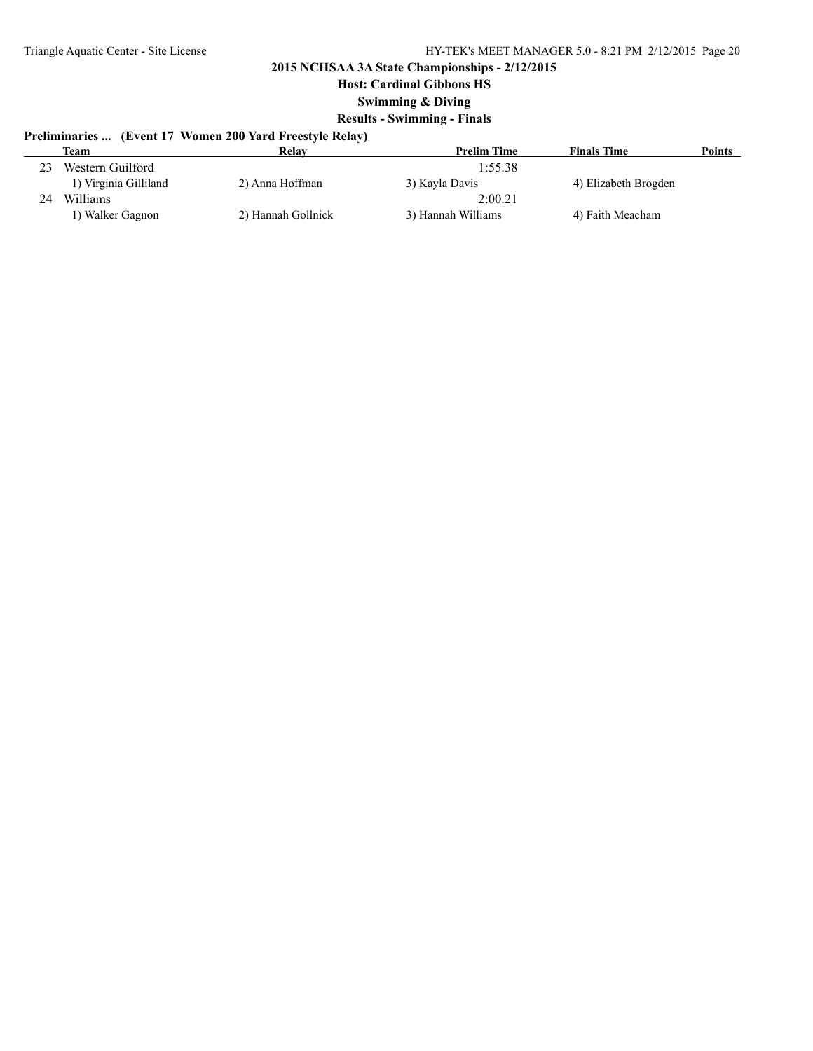**2015 NCHSAA 3A State Championships - 2/12/2015**

**Host: Cardinal Gibbons HS**

**Swimming & Diving**

**Results - Swimming - Finals**

**Preliminaries ... (Event 17 Women 200 Yard Freestyle Relay)**

| | Team | Relay | Prelim Time | Finals Time | Points |
|---|---|---|---|---|---|
| 23 | Western Guilford | | 1:55.38 | | |
| | 1) Virginia Gilliland | 2) Anna Hoffman | 3) Kayla Davis | 4) Elizabeth Brogden | |
| 24 | Williams | | 2:00.21 | | |
| | 1) Walker Gagnon | 2) Hannah Gollnick | 3) Hannah Williams | 4) Faith Meacham | |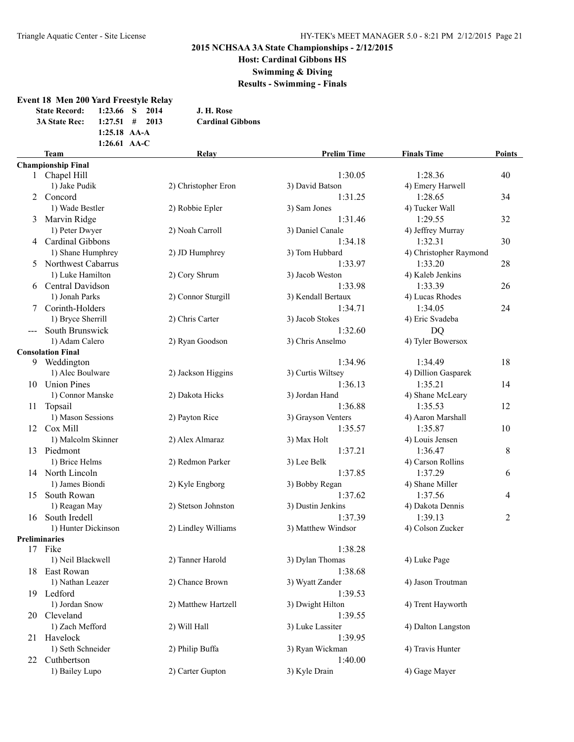## 2015 NCHSAA 3A State Championships - 2/12/2015

### Host: Cardinal Gibbons HS

### Swimming & Diving

### Results - Swimming - Finals

**Event 18 Men 200 Yard Freestyle Relay**

| | | | | |
|---|---|---|---|---|
| **State Record:** | 1:23.66 | S | 2014 | J. H. Rose |
| **3A State Rec:** | 1:27.51 | # | 2013 | Cardinal Gibbons |
| | 1:25.18 | AA-A | | |
| | 1:26.61 | AA-C | | |

| | Team | Relay | Prelim Time | Finals Time | Points |
|---|---|---|---|---|---|
| **Championship Final** | | | | | |
| 1 | Chapel Hill | | 1:30.05 | 1:28.36 | 40 |
| | 1) Jake Pudik | 2) Christopher Eron | 3) David Batson | 4) Emery Harwell | |
| 2 | Concord | | 1:31.25 | 1:28.65 | 34 |
| | 1) Wade Bestler | 2) Robbie Epler | 3) Sam Jones | 4) Tucker Wall | |
| 3 | Marvin Ridge | | 1:31.46 | 1:29.55 | 32 |
| | 1) Peter Dwyer | 2) Noah Carroll | 3) Daniel Canale | 4) Jeffrey Murray | |
| 4 | Cardinal Gibbons | | 1:34.18 | 1:32.31 | 30 |
| | 1) Shane Humphrey | 2) JD Humphrey | 3) Tom Hubbard | 4) Christopher Raymond | |
| 5 | Northwest Cabarrus | | 1:33.97 | 1:33.20 | 28 |
| | 1) Luke Hamilton | 2) Cory Shrum | 3) Jacob Weston | 4) Kaleb Jenkins | |
| 6 | Central Davidson | | 1:33.98 | 1:33.39 | 26 |
| | 1) Jonah Parks | 2) Connor Sturgill | 3) Kendall Bertaux | 4) Lucas Rhodes | |
| 7 | Corinth-Holders | | 1:34.71 | 1:34.05 | 24 |
| | 1) Bryce Sherrill | 2) Chris Carter | 3) Jacob Stokes | 4) Eric Svadeba | |
| --- | South Brunswick | | 1:32.60 | DQ | |
| | 1) Adam Calero | 2) Ryan Goodson | 3) Chris Anselmo | 4) Tyler Bowersox | |
| **Consolation Final** | | | | | |
| 9 | Weddington | | 1:34.96 | 1:34.49 | 18 |
| | 1) Alec Boulware | 2) Jackson Higgins | 3) Curtis Wiltsey | 4) Dillion Gasparek | |
| 10 | Union Pines | | 1:36.13 | 1:35.21 | 14 |
| | 1) Connor Manske | 2) Dakota Hicks | 3) Jordan Hand | 4) Shane McLeary | |
| 11 | Topsail | | 1:36.88 | 1:35.53 | 12 |
| | 1) Mason Sessions | 2) Payton Rice | 3) Grayson Venters | 4) Aaron Marshall | |
| 12 | Cox Mill | | 1:35.57 | 1:35.87 | 10 |
| | 1) Malcolm Skinner | 2) Alex Almaraz | 3) Max Holt | 4) Louis Jensen | |
| 13 | Piedmont | | 1:37.21 | 1:36.47 | 8 |
| | 1) Brice Helms | 2) Redmon Parker | 3) Lee Belk | 4) Carson Rollins | |
| 14 | North Lincoln | | 1:37.85 | 1:37.29 | 6 |
| | 1) James Biondi | 2) Kyle Engborg | 3) Bobby Regan | 4) Shane Miller | |
| 15 | South Rowan | | 1:37.62 | 1:37.56 | 4 |
| | 1) Reagan May | 2) Stetson Johnston | 3) Dustin Jenkins | 4) Dakota Dennis | |
| 16 | South Iredell | | 1:37.39 | 1:39.13 | 2 |
| | 1) Hunter Dickinson | 2) Lindley Williams | 3) Matthew Windsor | 4) Colson Zucker | |
| **Preliminaries** | | | | | |
| 17 | Fike | | 1:38.28 | | |
| | 1) Neil Blackwell | 2) Tanner Harold | 3) Dylan Thomas | 4) Luke Page | |
| 18 | East Rowan | | 1:38.68 | | |
| | 1) Nathan Leazer | 2) Chance Brown | 3) Wyatt Zander | 4) Jason Troutman | |
| 19 | Ledford | | 1:39.53 | | |
| | 1) Jordan Snow | 2) Matthew Hartzell | 3) Dwight Hilton | 4) Trent Hayworth | |
| 20 | Cleveland | | 1:39.55 | | |
| | 1) Zach Mefford | 2) Will Hall | 3) Luke Lassiter | 4) Dalton Langston | |
| 21 | Havelock | | 1:39.95 | | |
| | 1) Seth Schneider | 2) Philip Buffa | 3) Ryan Wickman | 4) Travis Hunter | |
| 22 | Cuthbertson | | 1:40.00 | | |
| | 1) Bailey Lupo | 2) Carter Gupton | 3) Kyle Drain | 4) Gage Mayer | |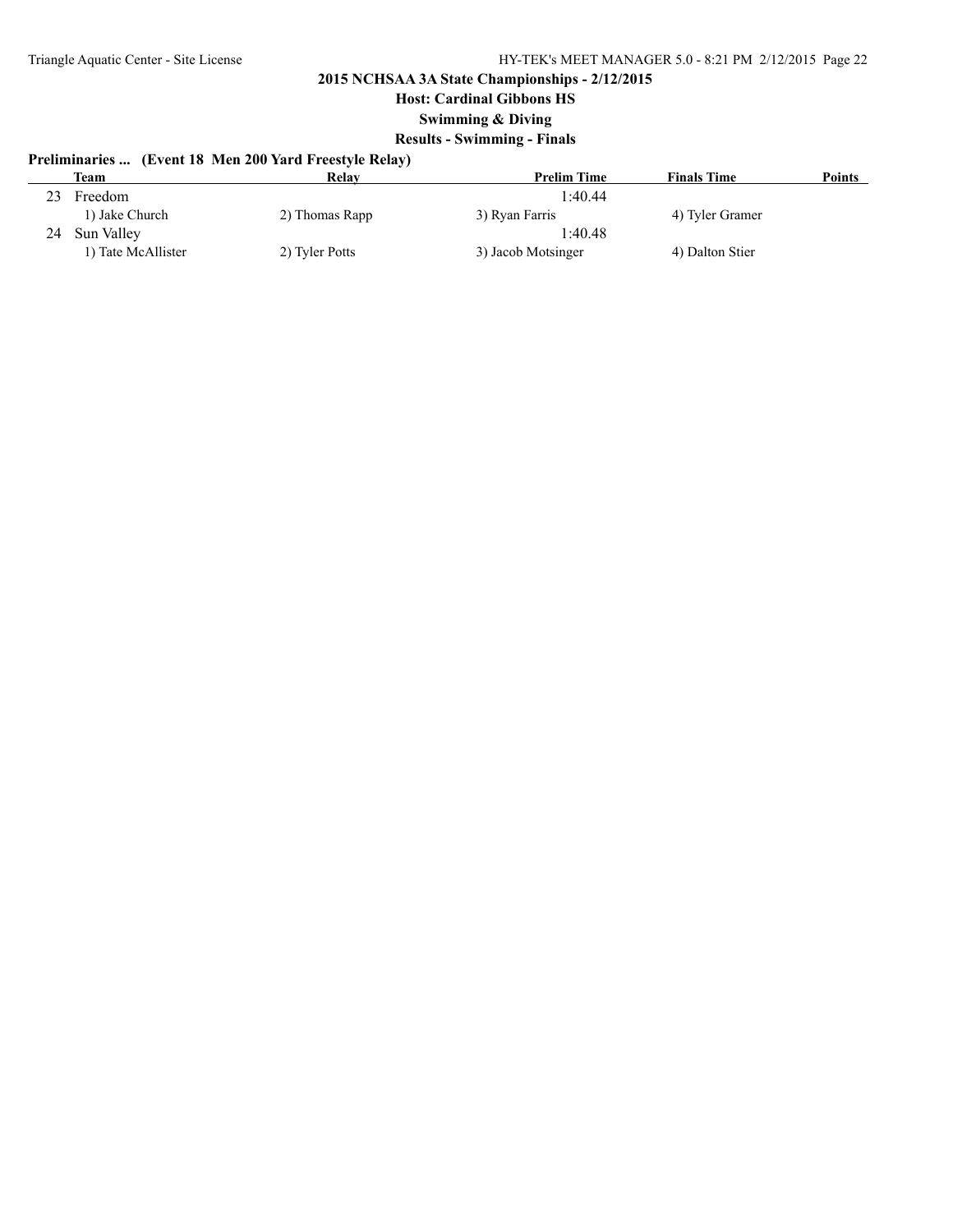## 2015 NCHSAA 3A State Championships - 2/12/2015

**Host: Cardinal Gibbons HS**

**Swimming & Diving**

**Results - Swimming - Finals**

### Preliminaries ... (Event 18 Men 200 Yard Freestyle Relay)

| | Team | Relay | Prelim Time | Finals Time | Points |
|---|---|---|---|---|---|
| 23 | Freedom | | 1:40.44 | | |
| | 1) Jake Church | 2) Thomas Rapp | 3) Ryan Farris | 4) Tyler Gramer | |
| 24 | Sun Valley | | 1:40.48 | | |
| | 1) Tate McAllister | 2) Tyler Potts | 3) Jacob Motsinger | 4) Dalton Stier | |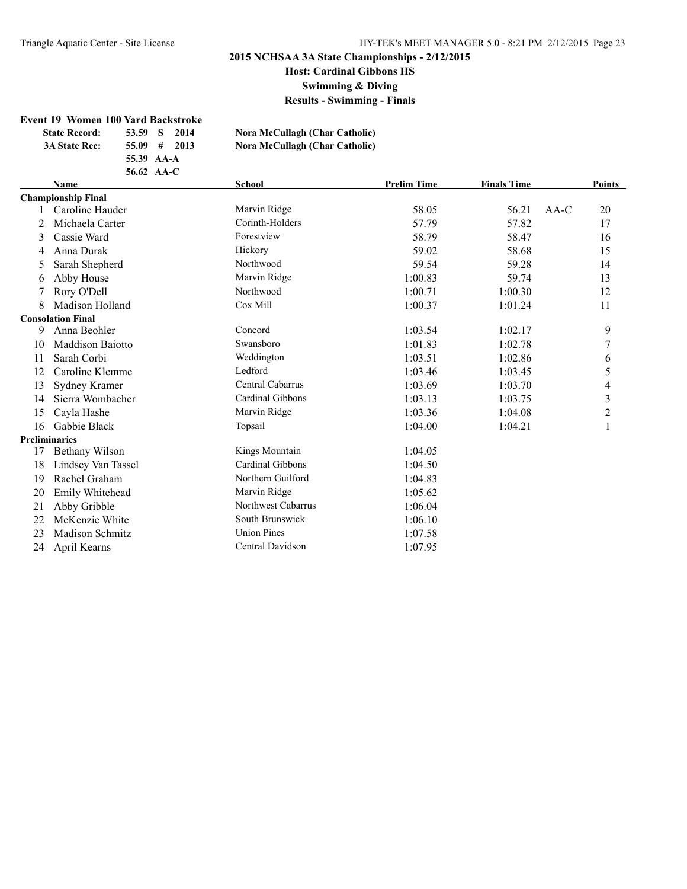## 2015 NCHSAA 3A State Championships - 2/12/2015

### Host: Cardinal Gibbons HS

### Swimming & Diving

### Results - Swimming - Finals

**Event 19 Women 100 Yard Backstroke**

| | | | | |
|---|---|---|---|---|
| **State Record:** | **53.59** | **S** | **2014** | **Nora McCullagh (Char Catholic)** |
| **3A State Rec:** | **55.09** | **#** | **2013** | **Nora McCullagh (Char Catholic)** |
| | **55.39** | **AA-A** | | |
| | **56.62** | **AA-C** | | |

| | Name | School | Prelim Time | Finals Time | | Points |
|---|---|---|---|---|---|---|
| **Championship Final** | | | | | | |
| 1 | Caroline Hauder | Marvin Ridge | 58.05 | 56.21 | AA-C | 20 |
| 2 | Michaela Carter | Corinth-Holders | 57.79 | 57.82 | | 17 |
| 3 | Cassie Ward | Forestview | 58.79 | 58.47 | | 16 |
| 4 | Anna Durak | Hickory | 59.02 | 58.68 | | 15 |
| 5 | Sarah Shepherd | Northwood | 59.54 | 59.28 | | 14 |
| 6 | Abby House | Marvin Ridge | 1:00.83 | 59.74 | | 13 |
| 7 | Rory O'Dell | Northwood | 1:00.71 | 1:00.30 | | 12 |
| 8 | Madison Holland | Cox Mill | 1:00.37 | 1:01.24 | | 11 |
| **Consolation Final** | | | | | | |
| 9 | Anna Beohler | Concord | 1:03.54 | 1:02.17 | | 9 |
| 10 | Maddison Baiotto | Swansboro | 1:01.83 | 1:02.78 | | 7 |
| 11 | Sarah Corbi | Weddington | 1:03.51 | 1:02.86 | | 6 |
| 12 | Caroline Klemme | Ledford | 1:03.46 | 1:03.45 | | 5 |
| 13 | Sydney Kramer | Central Cabarrus | 1:03.69 | 1:03.70 | | 4 |
| 14 | Sierra Wombacher | Cardinal Gibbons | 1:03.13 | 1:03.75 | | 3 |
| 15 | Cayla Hashe | Marvin Ridge | 1:03.36 | 1:04.08 | | 2 |
| 16 | Gabbie Black | Topsail | 1:04.00 | 1:04.21 | | 1 |
| **Preliminaries** | | | | | | |
| 17 | Bethany Wilson | Kings Mountain | 1:04.05 | | | |
| 18 | Lindsey Van Tassel | Cardinal Gibbons | 1:04.50 | | | |
| 19 | Rachel Graham | Northern Guilford | 1:04.83 | | | |
| 20 | Emily Whitehead | Marvin Ridge | 1:05.62 | | | |
| 21 | Abby Gribble | Northwest Cabarrus | 1:06.04 | | | |
| 22 | McKenzie White | South Brunswick | 1:06.10 | | | |
| 23 | Madison Schmitz | Union Pines | 1:07.58 | | | |
| 24 | April Kearns | Central Davidson | 1:07.95 | | | |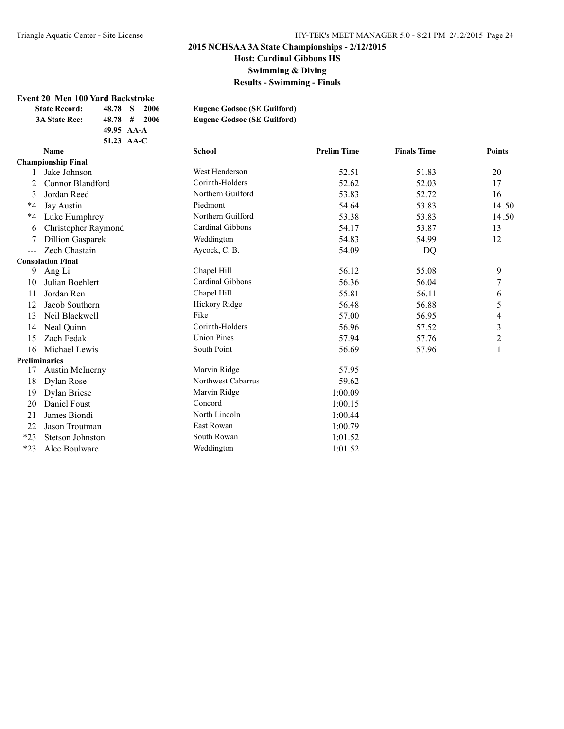## 2015 NCHSAA 3A State Championships - 2/12/2015

### Host: Cardinal Gibbons HS

### Swimming & Diving

### Results - Swimming - Finals

**Event 20 Men 100 Yard Backstroke**

| | | | | |
|---|---|---|---|---|
| **State Record:** | 48.78 | S | 2006 | **Eugene Godsoe (SE Guilford)** |
| **3A State Rec:** | 48.78 | # | 2006 | **Eugene Godsoe (SE Guilford)** |
| | 49.95 | AA-A | | |
| | 51.23 | AA-C | | |

| | Name | School | Prelim Time | Finals Time | Points |
|---|---|---|---|---|---|
| **Championship Final** | | | | | |
| 1 | Jake Johnson | West Henderson | 52.51 | 51.83 | 20 |
| 2 | Connor Blandford | Corinth-Holders | 52.62 | 52.03 | 17 |
| 3 | Jordan Reed | Northern Guilford | 53.83 | 52.72 | 16 |
| *4 | Jay Austin | Piedmont | 54.64 | 53.83 | 14.50 |
| *4 | Luke Humphrey | Northern Guilford | 53.38 | 53.83 | 14.50 |
| 6 | Christopher Raymond | Cardinal Gibbons | 54.17 | 53.87 | 13 |
| 7 | Dillion Gasparek | Weddington | 54.83 | 54.99 | 12 |
| --- | Zech Chastain | Aycock, C. B. | 54.09 | DQ | |
| **Consolation Final** | | | | | |
| 9 | Ang Li | Chapel Hill | 56.12 | 55.08 | 9 |
| 10 | Julian Boehlert | Cardinal Gibbons | 56.36 | 56.04 | 7 |
| 11 | Jordan Ren | Chapel Hill | 55.81 | 56.11 | 6 |
| 12 | Jacob Southern | Hickory Ridge | 56.48 | 56.88 | 5 |
| 13 | Neil Blackwell | Fike | 57.00 | 56.95 | 4 |
| 14 | Neal Quinn | Corinth-Holders | 56.96 | 57.52 | 3 |
| 15 | Zach Fedak | Union Pines | 57.94 | 57.76 | 2 |
| 16 | Michael Lewis | South Point | 56.69 | 57.96 | 1 |
| **Preliminaries** | | | | | |
| 17 | Austin McInerny | Marvin Ridge | 57.95 | | |
| 18 | Dylan Rose | Northwest Cabarrus | 59.62 | | |
| 19 | Dylan Briese | Marvin Ridge | 1:00.09 | | |
| 20 | Daniel Foust | Concord | 1:00.15 | | |
| 21 | James Biondi | North Lincoln | 1:00.44 | | |
| 22 | Jason Troutman | East Rowan | 1:00.79 | | |
| *23 | Stetson Johnston | South Rowan | 1:01.52 | | |
| *23 | Alec Boulware | Weddington | 1:01.52 | | |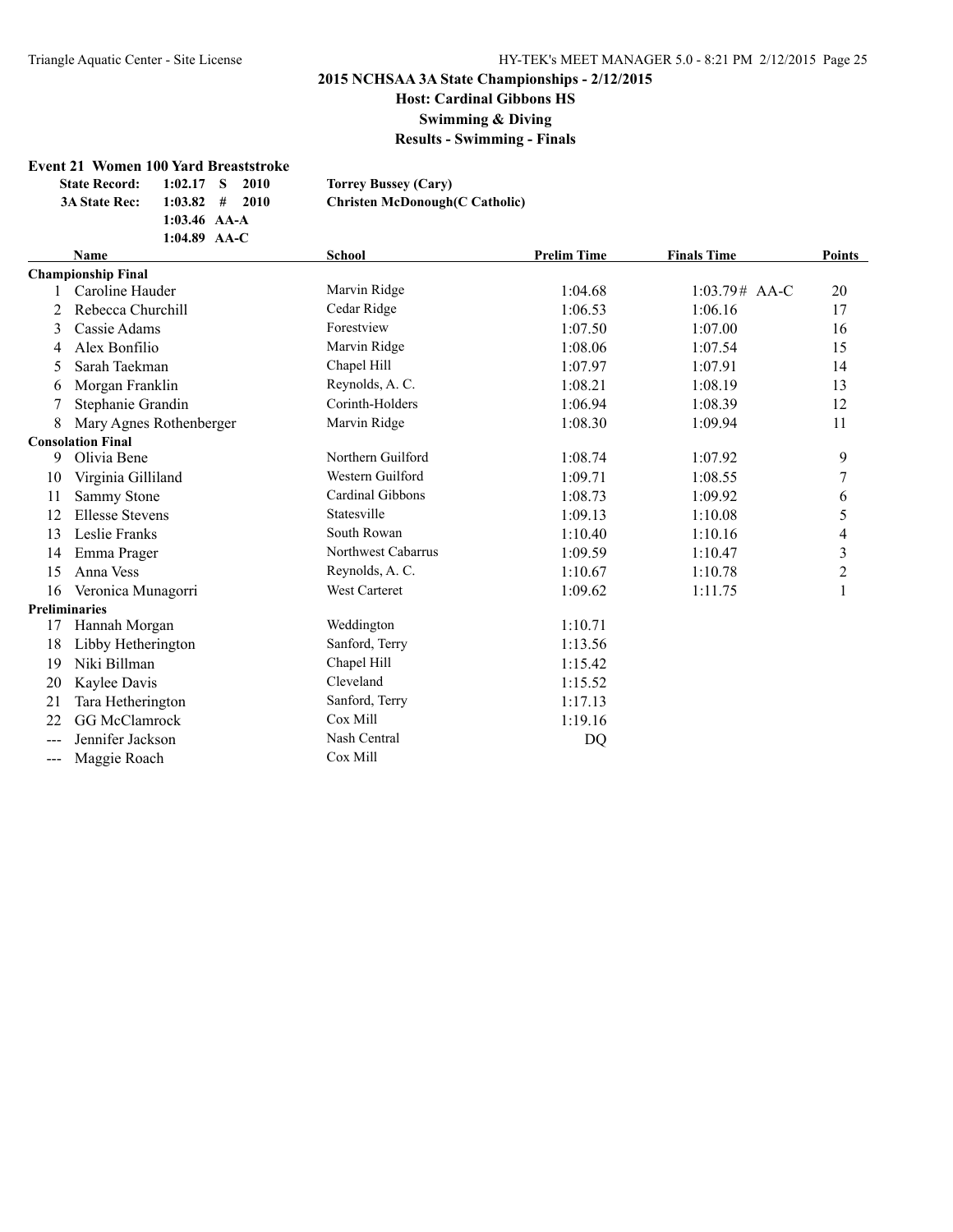## 2015 NCHSAA 3A State Championships - 2/12/2015

### Host: Cardinal Gibbons HS

### Swimming & Diving

### Results - Swimming - Finals

**Event 21 Women 100 Yard Breaststroke**

| | | | | |
|---|---|---|---|---|
| **State Record:** | **1:02.17** | **S** | **2010** | **Torrey Bussey (Cary)** |
| **3A State Rec:** | **1:03.82** | **#** | **2010** | **Christen McDonough(C Catholic)** |
| | **1:03.46** | **AA-A** | | |
| | **1:04.89** | **AA-C** | | |

| | Name | School | Prelim Time | Finals Time | Points |
|---|---|---|---|---|---|
| **Championship Final** | | | | | |
| 1 | Caroline Hauder | Marvin Ridge | 1:04.68 | 1:03.79# AA-C | 20 |
| 2 | Rebecca Churchill | Cedar Ridge | 1:06.53 | 1:06.16 | 17 |
| 3 | Cassie Adams | Forestview | 1:07.50 | 1:07.00 | 16 |
| 4 | Alex Bonfilio | Marvin Ridge | 1:08.06 | 1:07.54 | 15 |
| 5 | Sarah Taekman | Chapel Hill | 1:07.97 | 1:07.91 | 14 |
| 6 | Morgan Franklin | Reynolds, A. C. | 1:08.21 | 1:08.19 | 13 |
| 7 | Stephanie Grandin | Corinth-Holders | 1:06.94 | 1:08.39 | 12 |
| 8 | Mary Agnes Rothenberger | Marvin Ridge | 1:08.30 | 1:09.94 | 11 |
| **Consolation Final** | | | | | |
| 9 | Olivia Bene | Northern Guilford | 1:08.74 | 1:07.92 | 9 |
| 10 | Virginia Gilliland | Western Guilford | 1:09.71 | 1:08.55 | 7 |
| 11 | Sammy Stone | Cardinal Gibbons | 1:08.73 | 1:09.92 | 6 |
| 12 | Ellesse Stevens | Statesville | 1:09.13 | 1:10.08 | 5 |
| 13 | Leslie Franks | South Rowan | 1:10.40 | 1:10.16 | 4 |
| 14 | Emma Prager | Northwest Cabarrus | 1:09.59 | 1:10.47 | 3 |
| 15 | Anna Vess | Reynolds, A. C. | 1:10.67 | 1:10.78 | 2 |
| 16 | Veronica Munagorri | West Carteret | 1:09.62 | 1:11.75 | 1 |
| **Preliminaries** | | | | | |
| 17 | Hannah Morgan | Weddington | 1:10.71 | | |
| 18 | Libby Hetherington | Sanford, Terry | 1:13.56 | | |
| 19 | Niki Billman | Chapel Hill | 1:15.42 | | |
| 20 | Kaylee Davis | Cleveland | 1:15.52 | | |
| 21 | Tara Hetherington | Sanford, Terry | 1:17.13 | | |
| 22 | GG McClamrock | Cox Mill | 1:19.16 | | |
| --- | Jennifer Jackson | Nash Central | DQ | | |
| --- | Maggie Roach | Cox Mill | | | |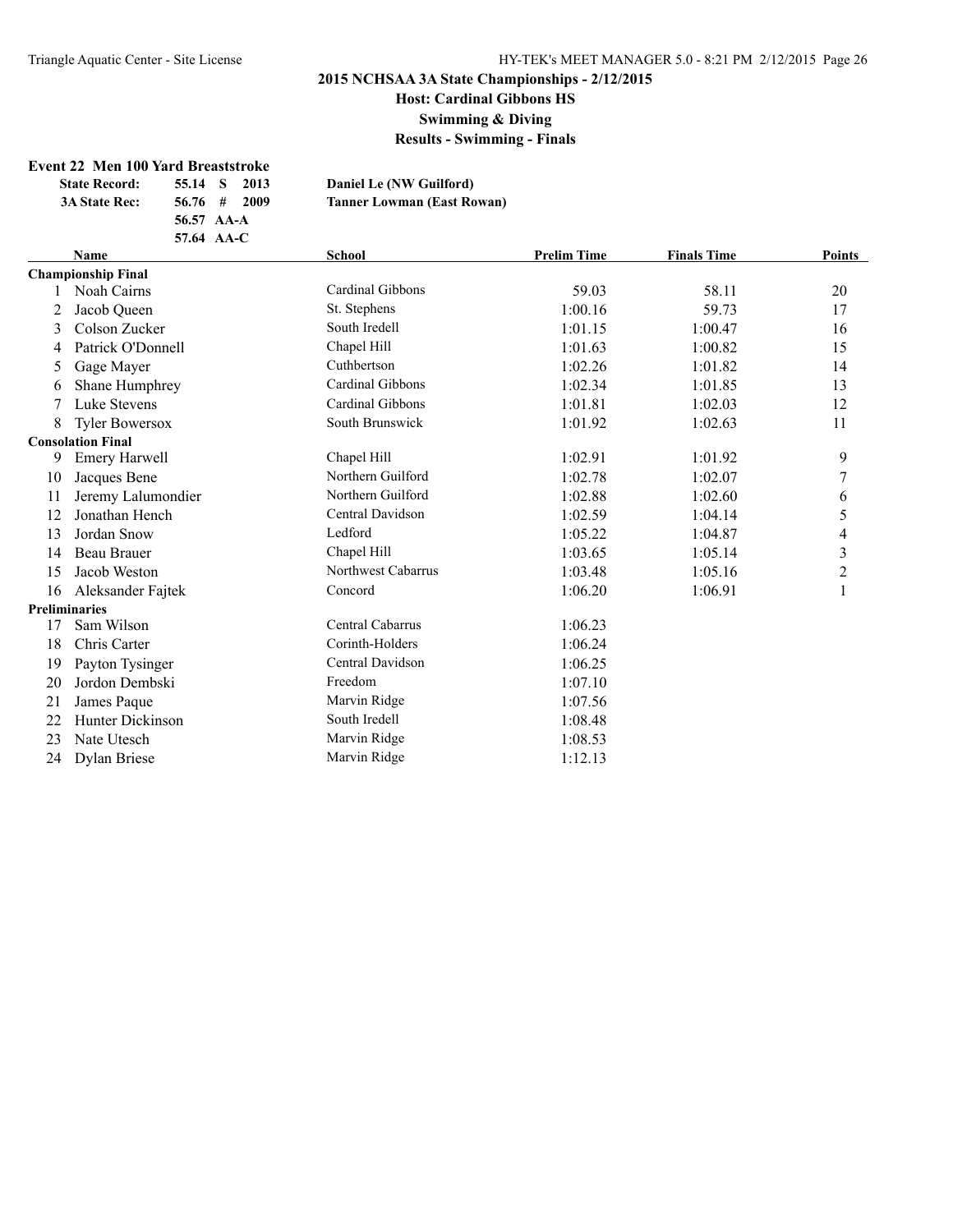## 2015 NCHSAA 3A State Championships - 2/12/2015

### Host: Cardinal Gibbons HS

### Swimming & Diving

### Results - Swimming - Finals

**Event 22 Men 100 Yard Breaststroke**

| | | | |
|---|---|---|---|
| **State Record:** | 55.14 S | 2013 | **Daniel Le (NW Guilford)** |
| **3A State Rec:** | 56.76 # | 2009 | **Tanner Lowman (East Rowan)** |
| | 56.57 AA-A | | |
| | 57.64 AA-C | | |

| | Name | School | Prelim Time | Finals Time | Points |
|---|---|---|---|---|---|
| **Championship Final** | | | | | |
| 1 | Noah Cairns | Cardinal Gibbons | 59.03 | 58.11 | 20 |
| 2 | Jacob Queen | St. Stephens | 1:00.16 | 59.73 | 17 |
| 3 | Colson Zucker | South Iredell | 1:01.15 | 1:00.47 | 16 |
| 4 | Patrick O'Donnell | Chapel Hill | 1:01.63 | 1:00.82 | 15 |
| 5 | Gage Mayer | Cuthbertson | 1:02.26 | 1:01.82 | 14 |
| 6 | Shane Humphrey | Cardinal Gibbons | 1:02.34 | 1:01.85 | 13 |
| 7 | Luke Stevens | Cardinal Gibbons | 1:01.81 | 1:02.03 | 12 |
| 8 | Tyler Bowersox | South Brunswick | 1:01.92 | 1:02.63 | 11 |
| **Consolation Final** | | | | | |
| 9 | Emery Harwell | Chapel Hill | 1:02.91 | 1:01.92 | 9 |
| 10 | Jacques Bene | Northern Guilford | 1:02.78 | 1:02.07 | 7 |
| 11 | Jeremy Lalumondier | Northern Guilford | 1:02.88 | 1:02.60 | 6 |
| 12 | Jonathan Hench | Central Davidson | 1:02.59 | 1:04.14 | 5 |
| 13 | Jordan Snow | Ledford | 1:05.22 | 1:04.87 | 4 |
| 14 | Beau Brauer | Chapel Hill | 1:03.65 | 1:05.14 | 3 |
| 15 | Jacob Weston | Northwest Cabarrus | 1:03.48 | 1:05.16 | 2 |
| 16 | Aleksander Fajtek | Concord | 1:06.20 | 1:06.91 | 1 |
| **Preliminaries** | | | | | |
| 17 | Sam Wilson | Central Cabarrus | 1:06.23 | | |
| 18 | Chris Carter | Corinth-Holders | 1:06.24 | | |
| 19 | Payton Tysinger | Central Davidson | 1:06.25 | | |
| 20 | Jordon Dembski | Freedom | 1:07.10 | | |
| 21 | James Paque | Marvin Ridge | 1:07.56 | | |
| 22 | Hunter Dickinson | South Iredell | 1:08.48 | | |
| 23 | Nate Utesch | Marvin Ridge | 1:08.53 | | |
| 24 | Dylan Briese | Marvin Ridge | 1:12.13 | | |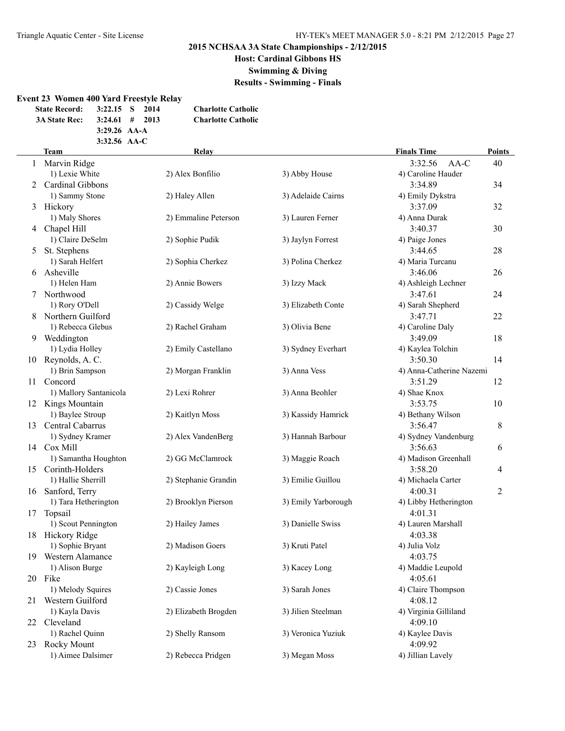## 2015 NCHSAA 3A State Championships - 2/12/2015

**Host: Cardinal Gibbons HS**

**Swimming & Diving**

**Results - Swimming - Finals**

### Event 23 Women 400 Yard Freestyle Relay

| | | | | |
|---|---|---|---|---|
| **State Record:** | 3:22.15 | S | 2014 | **Charlotte Catholic** |
| **3A State Rec:** | 3:24.61 | # | 2013 | **Charlotte Catholic** |
| | 3:29.26 | AA-A | | |
| | 3:32.56 | AA-C | | |

| | Team | Relay | | | Finals Time | Points |
|---|---|---|---|---|---|---|
| 1 | Marvin Ridge | | | | 3:32.56 AA-C | 40 |
| | 1) Lexie White | 2) Alex Bonfilio | 3) Abby House | 4) Caroline Hauder | | |
| 2 | Cardinal Gibbons | | | | 3:34.89 | 34 |
| | 1) Sammy Stone | 2) Haley Allen | 3) Adelaide Cairns | 4) Emily Dykstra | | |
| 3 | Hickory | | | | 3:37.09 | 32 |
| | 1) Maly Shores | 2) Emmaline Peterson | 3) Lauren Ferner | 4) Anna Durak | | |
| 4 | Chapel Hill | | | | 3:40.37 | 30 |
| | 1) Claire DeSelm | 2) Sophie Pudik | 3) Jaylyn Forrest | 4) Paige Jones | | |
| 5 | St. Stephens | | | | 3:44.65 | 28 |
| | 1) Sarah Helfert | 2) Sophia Cherkez | 3) Polina Cherkez | 4) Maria Turcanu | | |
| 6 | Asheville | | | | 3:46.06 | 26 |
| | 1) Helen Ham | 2) Annie Bowers | 3) Izzy Mack | 4) Ashleigh Lechner | | |
| 7 | Northwood | | | | 3:47.61 | 24 |
| | 1) Rory O'Dell | 2) Cassidy Welge | 3) Elizabeth Conte | 4) Sarah Shepherd | | |
| 8 | Northern Guilford | | | | 3:47.71 | 22 |
| | 1) Rebecca Glebus | 2) Rachel Graham | 3) Olivia Bene | 4) Caroline Daly | | |
| 9 | Weddington | | | | 3:49.09 | 18 |
| | 1) Lydia Holley | 2) Emily Castellano | 3) Sydney Everhart | 4) Kaylea Tolchin | | |
| 10 | Reynolds, A. C. | | | | 3:50.30 | 14 |
| | 1) Brin Sampson | 2) Morgan Franklin | 3) Anna Vess | 4) Anna-Catherine Nazemi | | |
| 11 | Concord | | | | 3:51.29 | 12 |
| | 1) Mallory Santanicola | 2) Lexi Rohrer | 3) Anna Beohler | 4) Shae Knox | | |
| 12 | Kings Mountain | | | | 3:53.75 | 10 |
| | 1) Baylee Stroup | 2) Kaitlyn Moss | 3) Kassidy Hamrick | 4) Bethany Wilson | | |
| 13 | Central Cabarrus | | | | 3:56.47 | 8 |
| | 1) Sydney Kramer | 2) Alex VandenBerg | 3) Hannah Barbour | 4) Sydney Vandenburg | | |
| 14 | Cox Mill | | | | 3:56.63 | 6 |
| | 1) Samantha Houghton | 2) GG McClamrock | 3) Maggie Roach | 4) Madison Greenhall | | |
| 15 | Corinth-Holders | | | | 3:58.20 | 4 |
| | 1) Hallie Sherrill | 2) Stephanie Grandin | 3) Emilie Guillou | 4) Michaela Carter | | |
| 16 | Sanford, Terry | | | | 4:00.31 | 2 |
| | 1) Tara Hetherington | 2) Brooklyn Pierson | 3) Emily Yarborough | 4) Libby Hetherington | | |
| 17 | Topsail | | | | 4:01.31 | |
| | 1) Scout Pennington | 2) Hailey James | 3) Danielle Swiss | 4) Lauren Marshall | | |
| 18 | Hickory Ridge | | | | 4:03.38 | |
| | 1) Sophie Bryant | 2) Madison Goers | 3) Kruti Patel | 4) Julia Volz | | |
| 19 | Western Alamance | | | | 4:03.75 | |
| | 1) Alison Burge | 2) Kayleigh Long | 3) Kacey Long | 4) Maddie Leupold | | |
| 20 | Fike | | | | 4:05.61 | |
| | 1) Melody Squires | 2) Cassie Jones | 3) Sarah Jones | 4) Claire Thompson | | |
| 21 | Western Guilford | | | | 4:08.12 | |
| | 1) Kayla Davis | 2) Elizabeth Brogden | 3) Jilien Steelman | 4) Virginia Gilliland | | |
| 22 | Cleveland | | | | 4:09.10 | |
| | 1) Rachel Quinn | 2) Shelly Ransom | 3) Veronica Yuziuk | 4) Kaylee Davis | | |
| 23 | Rocky Mount | | | | 4:09.92 | |
| | 1) Aimee Dalsimer | 2) Rebecca Pridgen | 3) Megan Moss | 4) Jillian Lavely | | |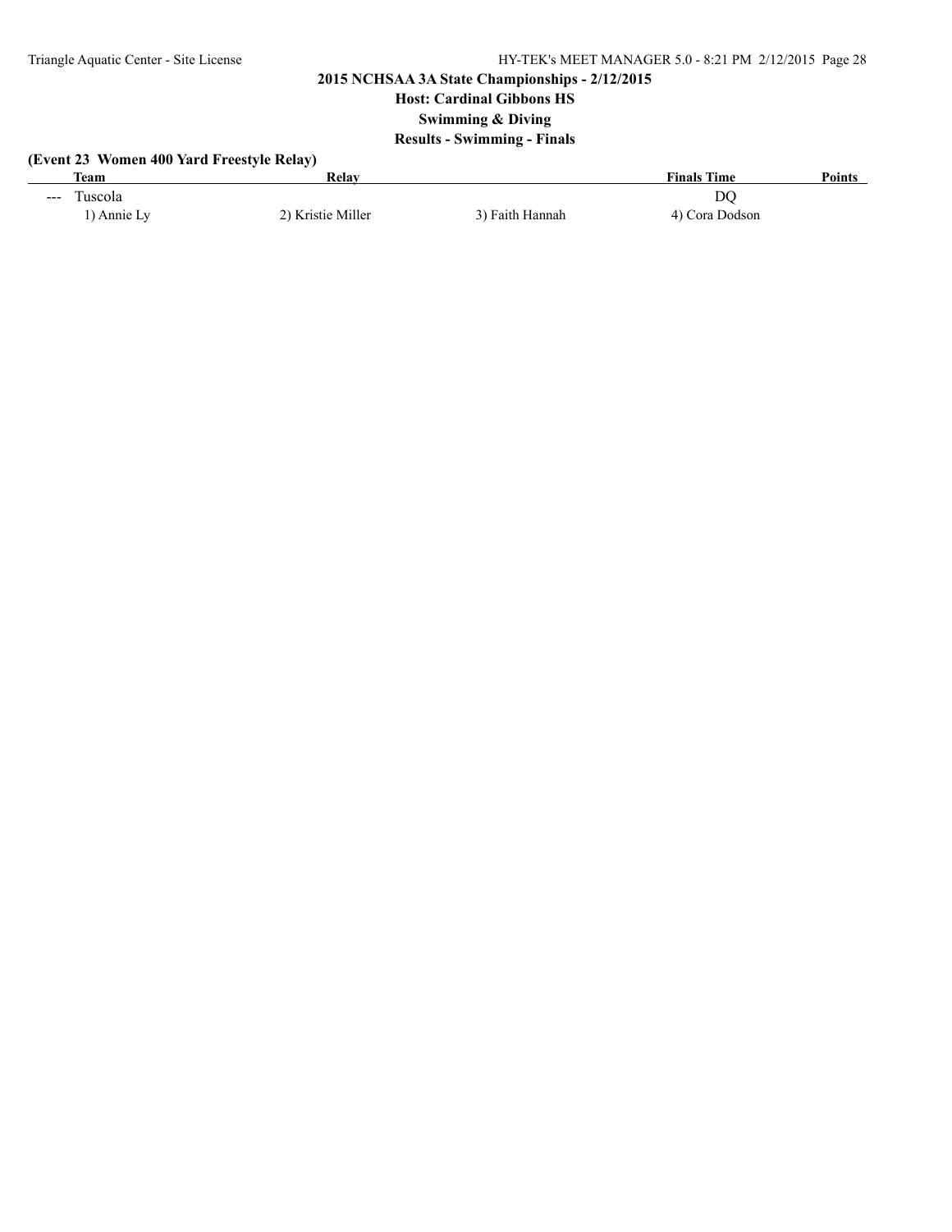## 2015 NCHSAA 3A State Championships - 2/12/2015

### Host: Cardinal Gibbons HS

### Swimming & Diving

### Results - Swimming - Finals

**(Event 23 Women 400 Yard Freestyle Relay)**

| | Team | Relay | | Finals Time | Points |
|---|---|---|---|---|---|
| --- | Tuscola | | | DQ | |
| | 1) Annie Ly | 2) Kristie Miller | 3) Faith Hannah | 4) Cora Dodson | |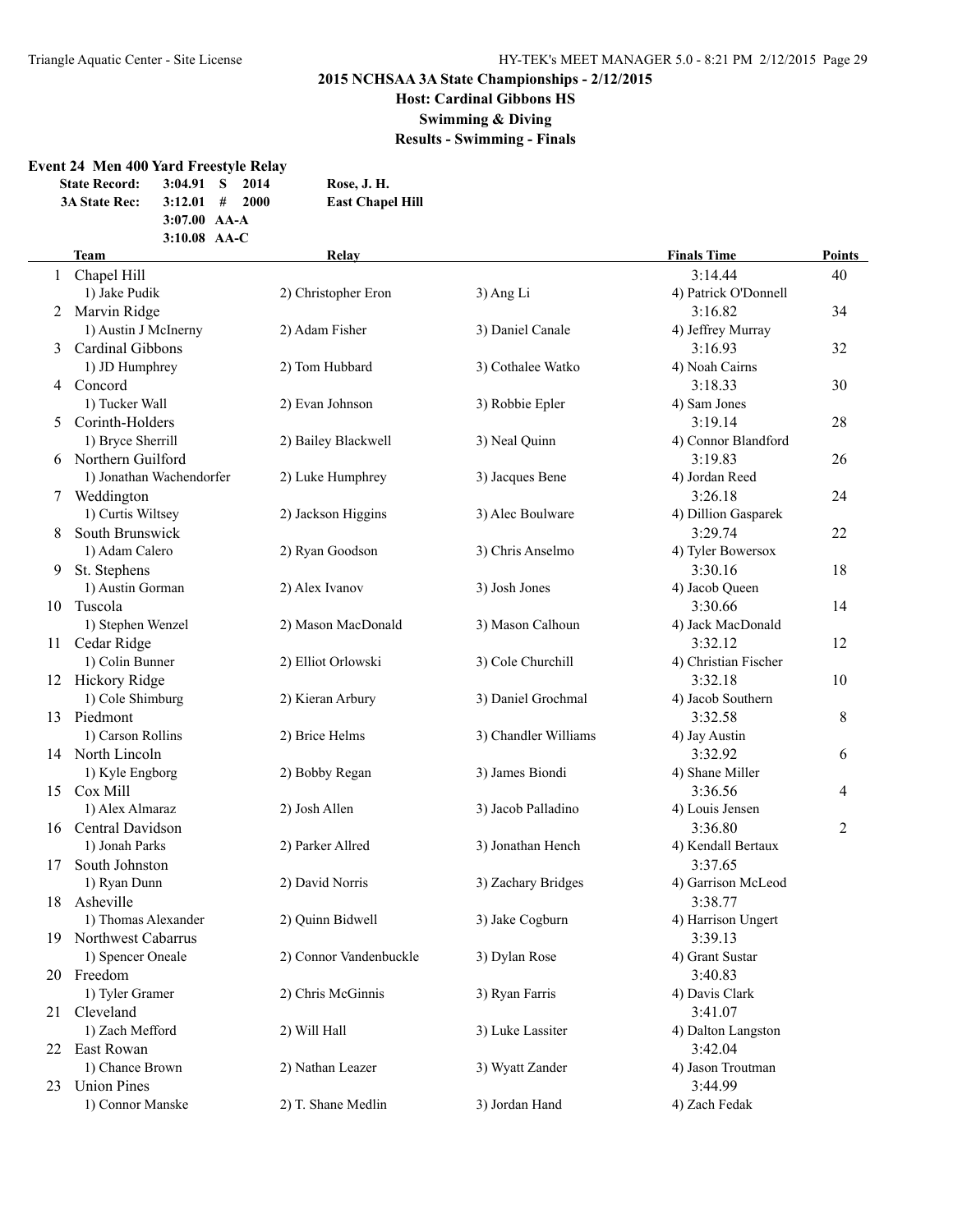## 2015 NCHSAA 3A State Championships - 2/12/2015

### Host: Cardinal Gibbons HS

### Swimming & Diving

### Results - Swimming - Finals

**Event 24 Men 400 Yard Freestyle Relay**

| | | | | |
|---|---|---|---|---|
| **State Record:** | 3:04.91 | S | 2014 | **Rose, J. H.** |
| **3A State Rec:** | 3:12.01 | # | 2000 | **East Chapel Hill** |
| | 3:07.00 | AA-A | | |
| | 3:10.08 | AA-C | | |

| | Team | Relay | | | Finals Time | Points |
|---|---|---|---|---|---|---|
| 1 | Chapel Hill | | | | 3:14.44 | 40 |
| | 1) Jake Pudik | 2) Christopher Eron | 3) Ang Li | 4) Patrick O'Donnell | | |
| 2 | Marvin Ridge | | | | 3:16.82 | 34 |
| | 1) Austin J McInerny | 2) Adam Fisher | 3) Daniel Canale | 4) Jeffrey Murray | | |
| 3 | Cardinal Gibbons | | | | 3:16.93 | 32 |
| | 1) JD Humphrey | 2) Tom Hubbard | 3) Cothalee Watko | 4) Noah Cairns | | |
| 4 | Concord | | | | 3:18.33 | 30 |
| | 1) Tucker Wall | 2) Evan Johnson | 3) Robbie Epler | 4) Sam Jones | | |
| 5 | Corinth-Holders | | | | 3:19.14 | 28 |
| | 1) Bryce Sherrill | 2) Bailey Blackwell | 3) Neal Quinn | 4) Connor Blandford | | |
| 6 | Northern Guilford | | | | 3:19.83 | 26 |
| | 1) Jonathan Wachendorfer | 2) Luke Humphrey | 3) Jacques Bene | 4) Jordan Reed | | |
| 7 | Weddington | | | | 3:26.18 | 24 |
| | 1) Curtis Wiltsey | 2) Jackson Higgins | 3) Alec Boulware | 4) Dillion Gasparek | | |
| 8 | South Brunswick | | | | 3:29.74 | 22 |
| | 1) Adam Calero | 2) Ryan Goodson | 3) Chris Anselmo | 4) Tyler Bowersox | | |
| 9 | St. Stephens | | | | 3:30.16 | 18 |
| | 1) Austin Gorman | 2) Alex Ivanov | 3) Josh Jones | 4) Jacob Queen | | |
| 10 | Tuscola | | | | 3:30.66 | 14 |
| | 1) Stephen Wenzel | 2) Mason MacDonald | 3) Mason Calhoun | 4) Jack MacDonald | | |
| 11 | Cedar Ridge | | | | 3:32.12 | 12 |
| | 1) Colin Bunner | 2) Elliot Orlowski | 3) Cole Churchill | 4) Christian Fischer | | |
| 12 | Hickory Ridge | | | | 3:32.18 | 10 |
| | 1) Cole Shimburg | 2) Kieran Arbury | 3) Daniel Grochmal | 4) Jacob Southern | | |
| 13 | Piedmont | | | | 3:32.58 | 8 |
| | 1) Carson Rollins | 2) Brice Helms | 3) Chandler Williams | 4) Jay Austin | | |
| 14 | North Lincoln | | | | 3:32.92 | 6 |
| | 1) Kyle Engborg | 2) Bobby Regan | 3) James Biondi | 4) Shane Miller | | |
| 15 | Cox Mill | | | | 3:36.56 | 4 |
| | 1) Alex Almaraz | 2) Josh Allen | 3) Jacob Palladino | 4) Louis Jensen | | |
| 16 | Central Davidson | | | | 3:36.80 | 2 |
| | 1) Jonah Parks | 2) Parker Allred | 3) Jonathan Hench | 4) Kendall Bertaux | | |
| 17 | South Johnston | | | | 3:37.65 | |
| | 1) Ryan Dunn | 2) David Norris | 3) Zachary Bridges | 4) Garrison McLeod | | |
| 18 | Asheville | | | | 3:38.77 | |
| | 1) Thomas Alexander | 2) Quinn Bidwell | 3) Jake Cogburn | 4) Harrison Ungert | | |
| 19 | Northwest Cabarrus | | | | 3:39.13 | |
| | 1) Spencer Oneale | 2) Connor Vandenbuckle | 3) Dylan Rose | 4) Grant Sustar | | |
| 20 | Freedom | | | | 3:40.83 | |
| | 1) Tyler Gramer | 2) Chris McGinnis | 3) Ryan Farris | 4) Davis Clark | | |
| 21 | Cleveland | | | | 3:41.07 | |
| | 1) Zach Mefford | 2) Will Hall | 3) Luke Lassiter | 4) Dalton Langston | | |
| 22 | East Rowan | | | | 3:42.04 | |
| | 1) Chance Brown | 2) Nathan Leazer | 3) Wyatt Zander | 4) Jason Troutman | | |
| 23 | Union Pines | | | | 3:44.99 | |
| | 1) Connor Manske | 2) T. Shane Medlin | 3) Jordan Hand | 4) Zach Fedak | | |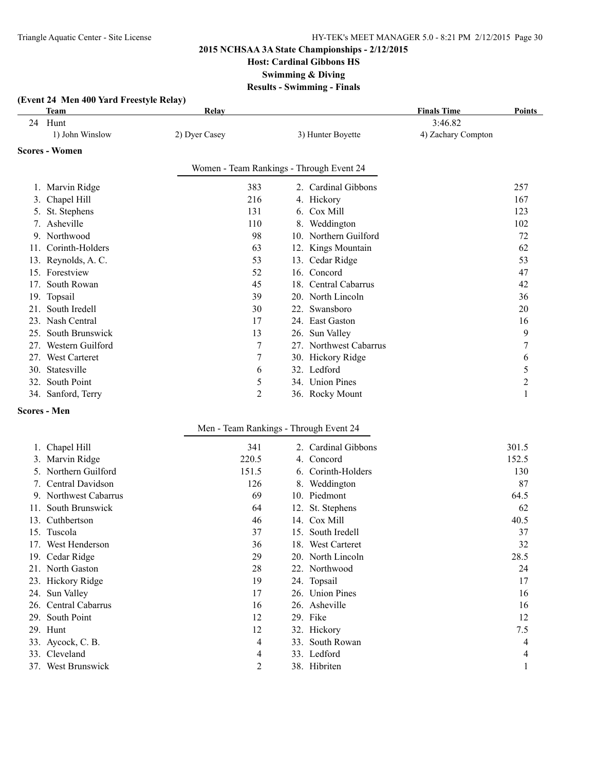**2015 NCHSAA 3A State Championships - 2/12/2015**

**Host: Cardinal Gibbons HS**

**Swimming & Diving**

**Results - Swimming - Finals**

**(Event 24 Men 400 Yard Freestyle Relay)**

| Team | Relay | | Finals Time | Points |
|---|---|---|---|---|
| 24 Hunt | | | 3:46.82 | |
| 1) John Winslow | 2) Dyer Casey | 3) Hunter Boyette | 4) Zachary Compton | |

### Scores - Women

Women - Team Rankings - Through Event 24

| | | | |
|---|---|---|---|
| 1. Marvin Ridge | 383 | 2. Cardinal Gibbons | 257 |
| 3. Chapel Hill | 216 | 4. Hickory | 167 |
| 5. St. Stephens | 131 | 6. Cox Mill | 123 |
| 7. Asheville | 110 | 8. Weddington | 102 |
| 9. Northwood | 98 | 10. Northern Guilford | 72 |
| 11. Corinth-Holders | 63 | 12. Kings Mountain | 62 |
| 13. Reynolds, A. C. | 53 | 13. Cedar Ridge | 53 |
| 15. Forestview | 52 | 16. Concord | 47 |
| 17. South Rowan | 45 | 18. Central Cabarrus | 42 |
| 19. Topsail | 39 | 20. North Lincoln | 36 |
| 21. South Iredell | 30 | 22. Swansboro | 20 |
| 23. Nash Central | 17 | 24. East Gaston | 16 |
| 25. South Brunswick | 13 | 26. Sun Valley | 9 |
| 27. Western Guilford | 7 | 27. Northwest Cabarrus | 7 |
| 27. West Carteret | 7 | 30. Hickory Ridge | 6 |
| 30. Statesville | 6 | 32. Ledford | 5 |
| 32. South Point | 5 | 34. Union Pines | 2 |
| 34. Sanford, Terry | 2 | 36. Rocky Mount | 1 |

### Scores - Men

Men - Team Rankings - Through Event 24

| | | | |
|---|---|---|---|
| 1. Chapel Hill | 341 | 2. Cardinal Gibbons | 301.5 |
| 3. Marvin Ridge | 220.5 | 4. Concord | 152.5 |
| 5. Northern Guilford | 151.5 | 6. Corinth-Holders | 130 |
| 7. Central Davidson | 126 | 8. Weddington | 87 |
| 9. Northwest Cabarrus | 69 | 10. Piedmont | 64.5 |
| 11. South Brunswick | 64 | 12. St. Stephens | 62 |
| 13. Cuthbertson | 46 | 14. Cox Mill | 40.5 |
| 15. Tuscola | 37 | 15. South Iredell | 37 |
| 17. West Henderson | 36 | 18. West Carteret | 32 |
| 19. Cedar Ridge | 29 | 20. North Lincoln | 28.5 |
| 21. North Gaston | 28 | 22. Northwood | 24 |
| 23. Hickory Ridge | 19 | 24. Topsail | 17 |
| 24. Sun Valley | 17 | 26. Union Pines | 16 |
| 26. Central Cabarrus | 16 | 26. Asheville | 16 |
| 29. South Point | 12 | 29. Fike | 12 |
| 29. Hunt | 12 | 32. Hickory | 7.5 |
| 33. Aycock, C. B. | 4 | 33. South Rowan | 4 |
| 33. Cleveland | 4 | 33. Ledford | 4 |
| 37. West Brunswick | 2 | 38. Hibriten | 1 |